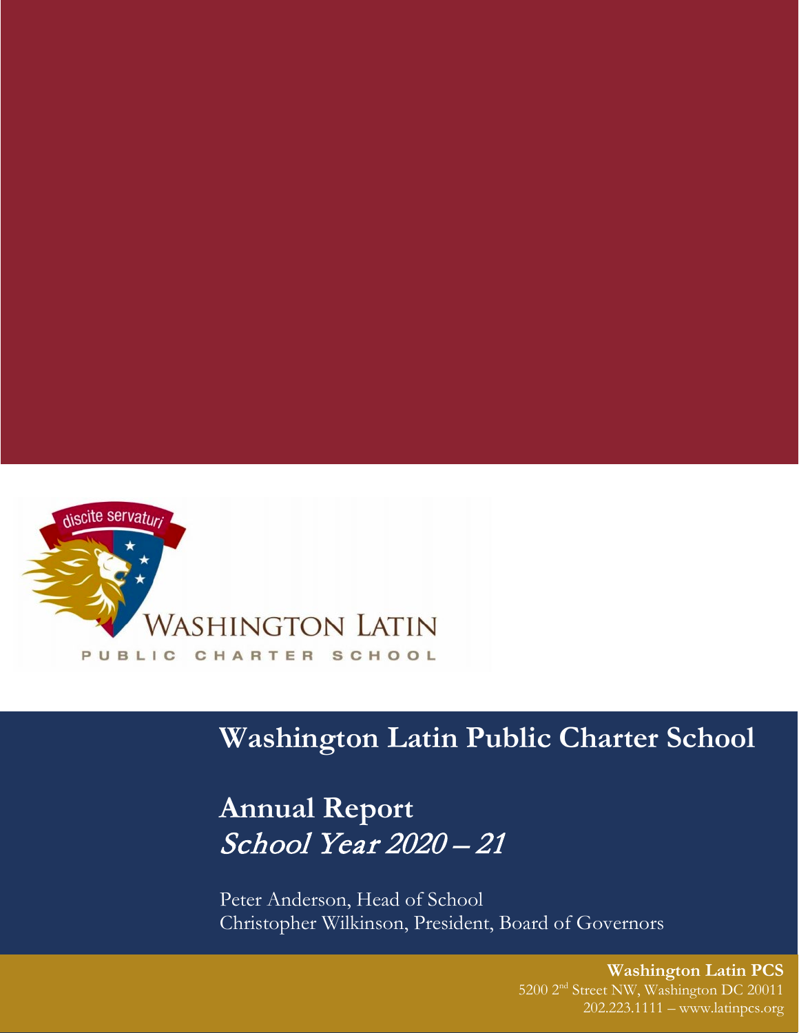discite servaturi

WASHINGTON LATIN

PUBLIC CHARTER SCHOOL

# Washington Latin Public Charter School

## Annual Report
*School Year 2020 – 21*

Peter Anderson, Head of School
Christopher Wilkinson, President, Board of Governors

**Washington Latin PCS**
5200 2nd Street NW, Washington DC 20011
202.223.1111 – www.latinpcs.org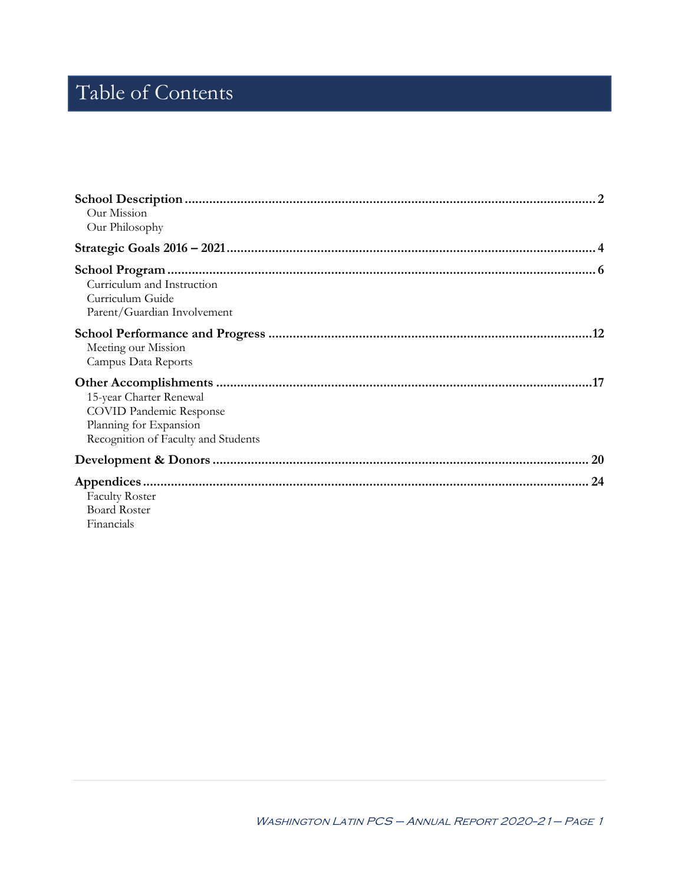# Table of Contents

**School Description** ........................................................................................................ 2
Our Mission
Our Philosophy

**Strategic Goals 2016 – 2021** ........................................................................................ 4

**School Program** ............................................................................................................ 6
Curriculum and Instruction
Curriculum Guide
Parent/Guardian Involvement

**School Performance and Progress** ............................................................................ 12
Meeting our Mission
Campus Data Reports

**Other Accomplishments** ............................................................................................ 17
15-year Charter Renewal
COVID Pandemic Response
Planning for Expansion
Recognition of Faculty and Students

**Development & Donors** ............................................................................................ 20

**Appendices** ................................................................................................................ 24
Faculty Roster
Board Roster
Financials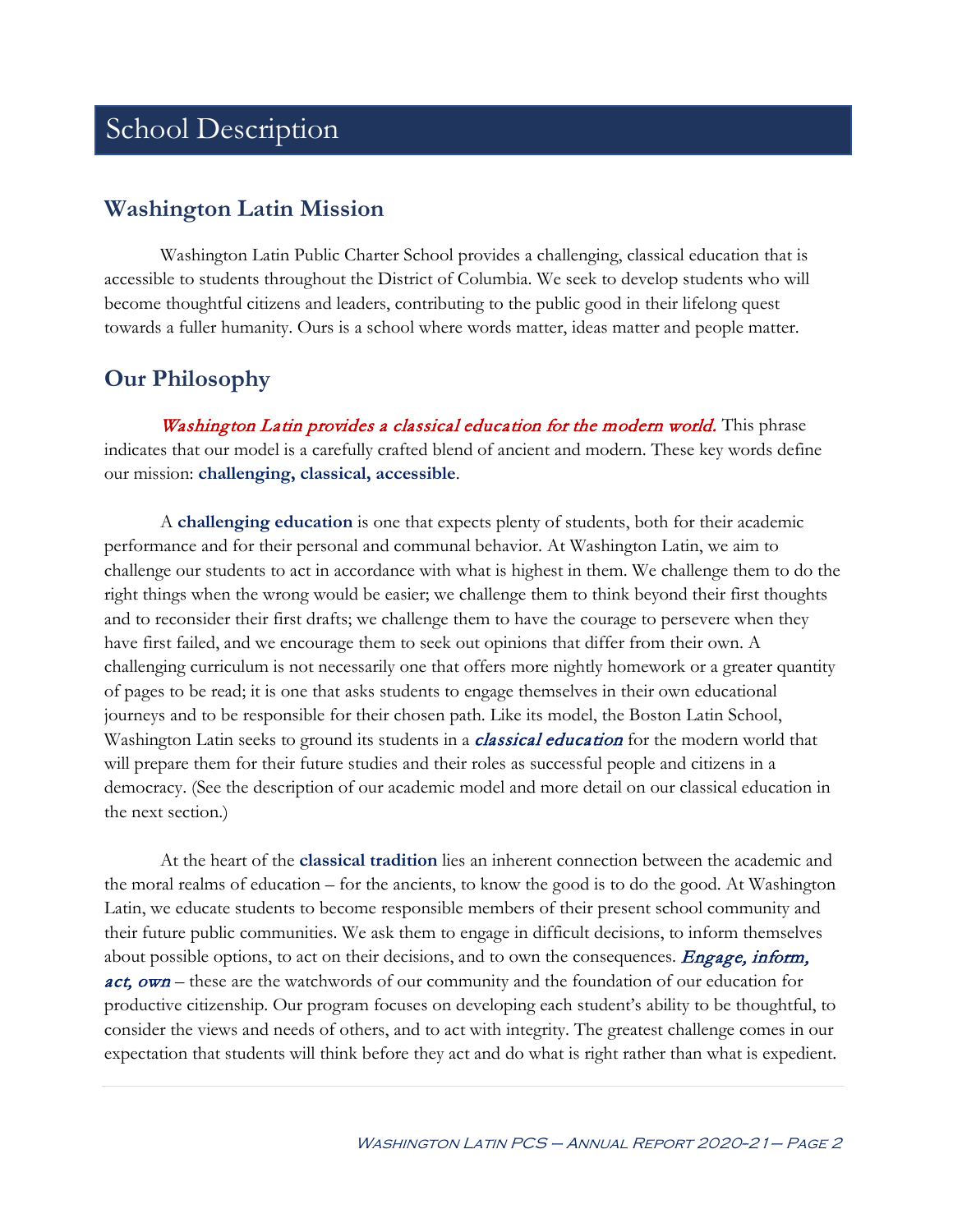# School Description

## Washington Latin Mission

Washington Latin Public Charter School provides a challenging, classical education that is accessible to students throughout the District of Columbia. We seek to develop students who will become thoughtful citizens and leaders, contributing to the public good in their lifelong quest towards a fuller humanity. Ours is a school where words matter, ideas matter and people matter.

## Our Philosophy

*Washington Latin provides a classical education for the modern world.* This phrase indicates that our model is a carefully crafted blend of ancient and modern. These key words define our mission: **challenging, classical, accessible**.

A **challenging education** is one that expects plenty of students, both for their academic performance and for their personal and communal behavior. At Washington Latin, we aim to challenge our students to act in accordance with what is highest in them. We challenge them to do the right things when the wrong would be easier; we challenge them to think beyond their first thoughts and to reconsider their first drafts; we challenge them to have the courage to persevere when they have first failed, and we encourage them to seek out opinions that differ from their own. A challenging curriculum is not necessarily one that offers more nightly homework or a greater quantity of pages to be read; it is one that asks students to engage themselves in their own educational journeys and to be responsible for their chosen path. Like its model, the Boston Latin School, Washington Latin seeks to ground its students in a ***classical education*** for the modern world that will prepare them for their future studies and their roles as successful people and citizens in a democracy. (See the description of our academic model and more detail on our classical education in the next section.)

At the heart of the **classical tradition** lies an inherent connection between the academic and the moral realms of education – for the ancients, to know the good is to do the good. At Washington Latin, we educate students to become responsible members of their present school community and their future public communities. We ask them to engage in difficult decisions, to inform themselves about possible options, to act on their decisions, and to own the consequences. *Engage, inform, act, own* – these are the watchwords of our community and the foundation of our education for productive citizenship. Our program focuses on developing each student's ability to be thoughtful, to consider the views and needs of others, and to act with integrity. The greatest challenge comes in our expectation that students will think before they act and do what is right rather than what is expedient.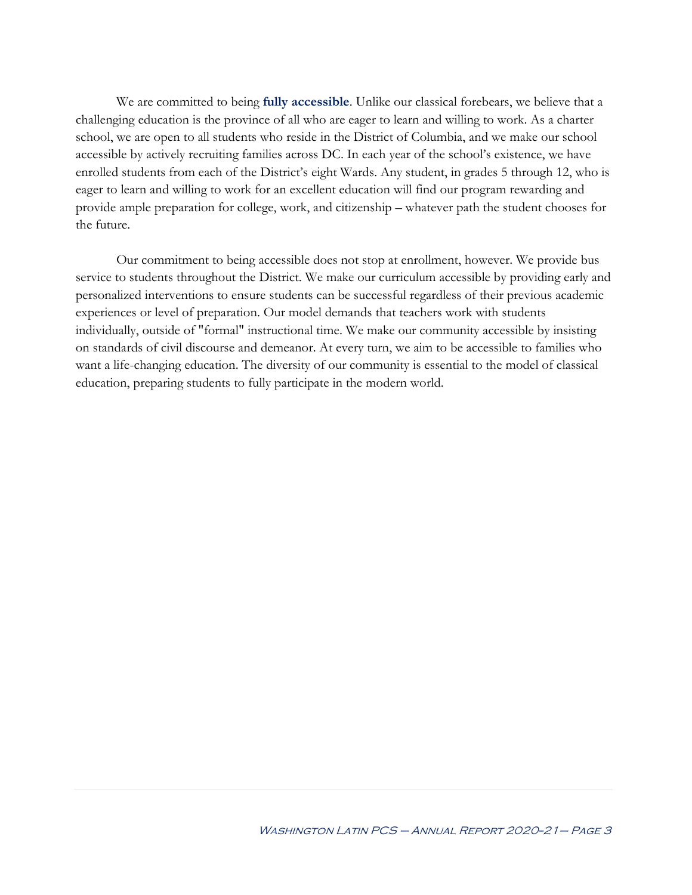We are committed to being **fully accessible**. Unlike our classical forebears, we believe that a challenging education is the province of all who are eager to learn and willing to work. As a charter school, we are open to all students who reside in the District of Columbia, and we make our school accessible by actively recruiting families across DC. In each year of the school's existence, we have enrolled students from each of the District's eight Wards. Any student, in grades 5 through 12, who is eager to learn and willing to work for an excellent education will find our program rewarding and provide ample preparation for college, work, and citizenship – whatever path the student chooses for the future.

Our commitment to being accessible does not stop at enrollment, however. We provide bus service to students throughout the District. We make our curriculum accessible by providing early and personalized interventions to ensure students can be successful regardless of their previous academic experiences or level of preparation. Our model demands that teachers work with students individually, outside of "formal" instructional time. We make our community accessible by insisting on standards of civil discourse and demeanor. At every turn, we aim to be accessible to families who want a life-changing education. The diversity of our community is essential to the model of classical education, preparing students to fully participate in the modern world.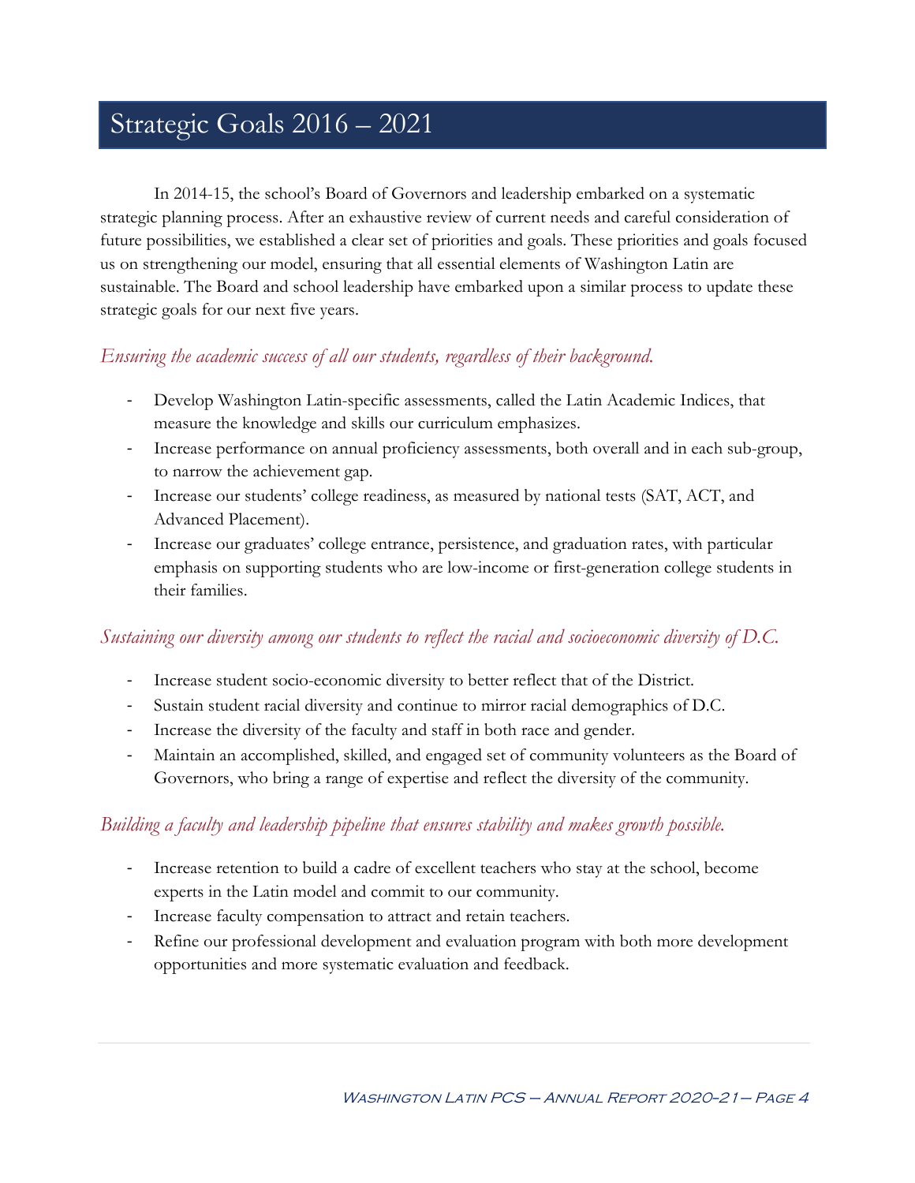# Strategic Goals 2016 – 2021

In 2014-15, the school's Board of Governors and leadership embarked on a systematic strategic planning process. After an exhaustive review of current needs and careful consideration of future possibilities, we established a clear set of priorities and goals. These priorities and goals focused us on strengthening our model, ensuring that all essential elements of Washington Latin are sustainable. The Board and school leadership have embarked upon a similar process to update these strategic goals for our next five years.

### *Ensuring the academic success of all our students, regardless of their background.*

- Develop Washington Latin-specific assessments, called the Latin Academic Indices, that measure the knowledge and skills our curriculum emphasizes.
- Increase performance on annual proficiency assessments, both overall and in each sub-group, to narrow the achievement gap.
- Increase our students' college readiness, as measured by national tests (SAT, ACT, and Advanced Placement).
- Increase our graduates' college entrance, persistence, and graduation rates, with particular emphasis on supporting students who are low-income or first-generation college students in their families.

### *Sustaining our diversity among our students to reflect the racial and socioeconomic diversity of D.C.*

- Increase student socio-economic diversity to better reflect that of the District.
- Sustain student racial diversity and continue to mirror racial demographics of D.C.
- Increase the diversity of the faculty and staff in both race and gender.
- Maintain an accomplished, skilled, and engaged set of community volunteers as the Board of Governors, who bring a range of expertise and reflect the diversity of the community.

### *Building a faculty and leadership pipeline that ensures stability and makes growth possible.*

- Increase retention to build a cadre of excellent teachers who stay at the school, become experts in the Latin model and commit to our community.
- Increase faculty compensation to attract and retain teachers.
- Refine our professional development and evaluation program with both more development opportunities and more systematic evaluation and feedback.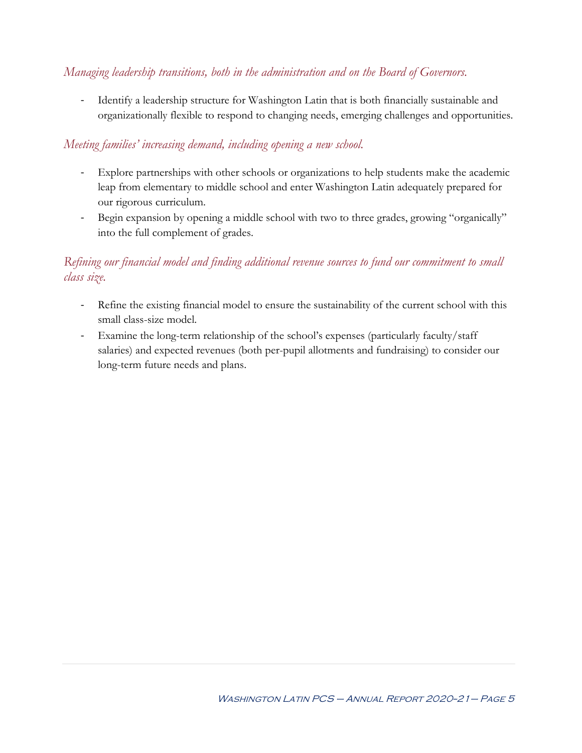*Managing leadership transitions, both in the administration and on the Board of Governors.*

- Identify a leadership structure for Washington Latin that is both financially sustainable and organizationally flexible to respond to changing needs, emerging challenges and opportunities.

*Meeting families' increasing demand, including opening a new school.*

- Explore partnerships with other schools or organizations to help students make the academic leap from elementary to middle school and enter Washington Latin adequately prepared for our rigorous curriculum.
- Begin expansion by opening a middle school with two to three grades, growing "organically" into the full complement of grades.

*Refining our financial model and finding additional revenue sources to fund our commitment to small class size.*

- Refine the existing financial model to ensure the sustainability of the current school with this small class-size model.
- Examine the long-term relationship of the school's expenses (particularly faculty/staff salaries) and expected revenues (both per-pupil allotments and fundraising) to consider our long-term future needs and plans.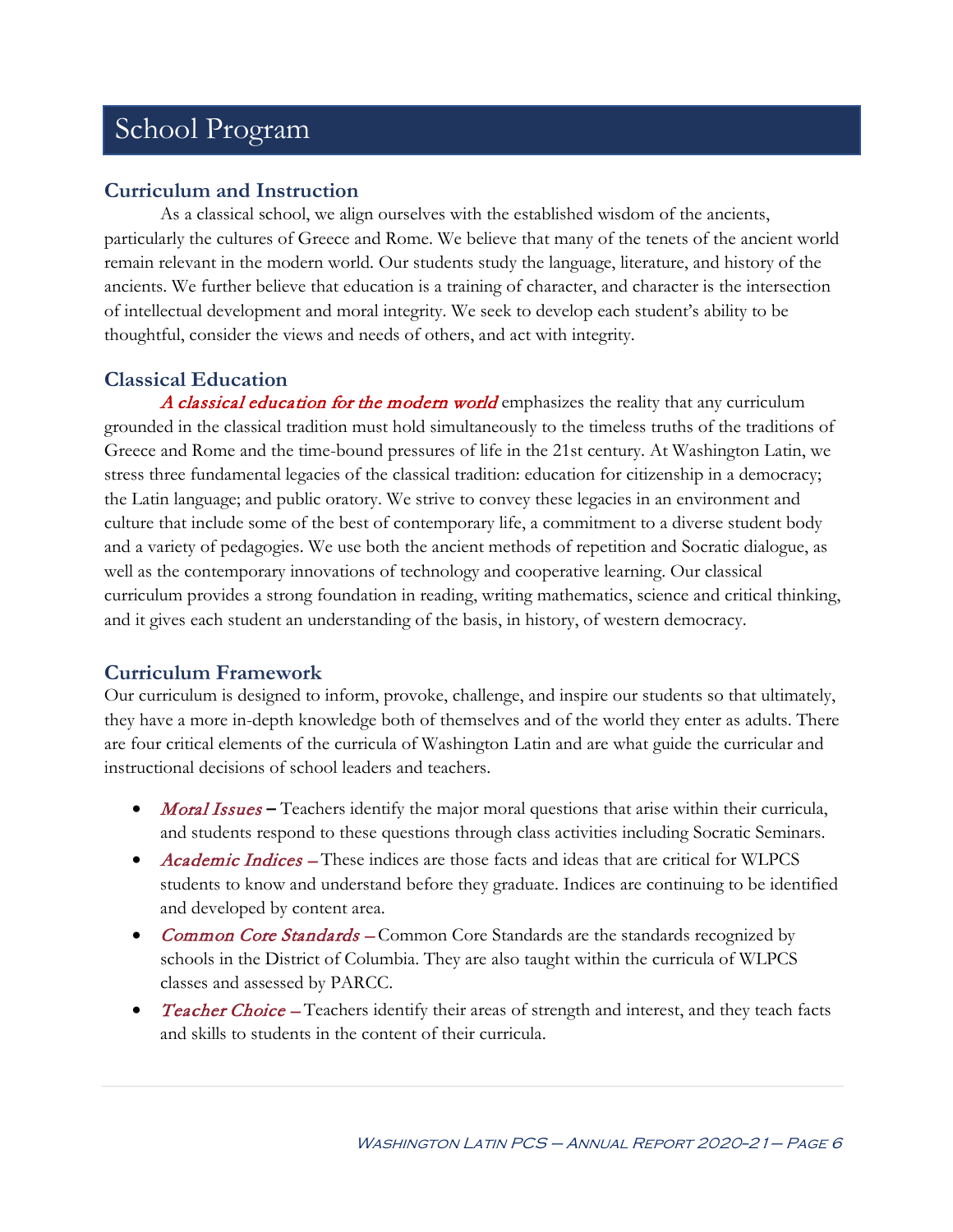# School Program

## Curriculum and Instruction

As a classical school, we align ourselves with the established wisdom of the ancients, particularly the cultures of Greece and Rome. We believe that many of the tenets of the ancient world remain relevant in the modern world. Our students study the language, literature, and history of the ancients. We further believe that education is a training of character, and character is the intersection of intellectual development and moral integrity. We seek to develop each student's ability to be thoughtful, consider the views and needs of others, and act with integrity.

## Classical Education

*A classical education for the modern world* emphasizes the reality that any curriculum grounded in the classical tradition must hold simultaneously to the timeless truths of the traditions of Greece and Rome and the time-bound pressures of life in the 21st century. At Washington Latin, we stress three fundamental legacies of the classical tradition: education for citizenship in a democracy; the Latin language; and public oratory. We strive to convey these legacies in an environment and culture that include some of the best of contemporary life, a commitment to a diverse student body and a variety of pedagogies. We use both the ancient methods of repetition and Socratic dialogue, as well as the contemporary innovations of technology and cooperative learning. Our classical curriculum provides a strong foundation in reading, writing mathematics, science and critical thinking, and it gives each student an understanding of the basis, in history, of western democracy.

## Curriculum Framework

Our curriculum is designed to inform, provoke, challenge, and inspire our students so that ultimately, they have a more in-depth knowledge both of themselves and of the world they enter as adults. There are four critical elements of the curricula of Washington Latin and are what guide the curricular and instructional decisions of school leaders and teachers.

- *Moral Issues* – Teachers identify the major moral questions that arise within their curricula, and students respond to these questions through class activities including Socratic Seminars.
- *Academic Indices* – These indices are those facts and ideas that are critical for WLPCS students to know and understand before they graduate. Indices are continuing to be identified and developed by content area.
- *Common Core Standards* – Common Core Standards are the standards recognized by schools in the District of Columbia. They are also taught within the curricula of WLPCS classes and assessed by PARCC.
- *Teacher Choice* – Teachers identify their areas of strength and interest, and they teach facts and skills to students in the content of their curricula.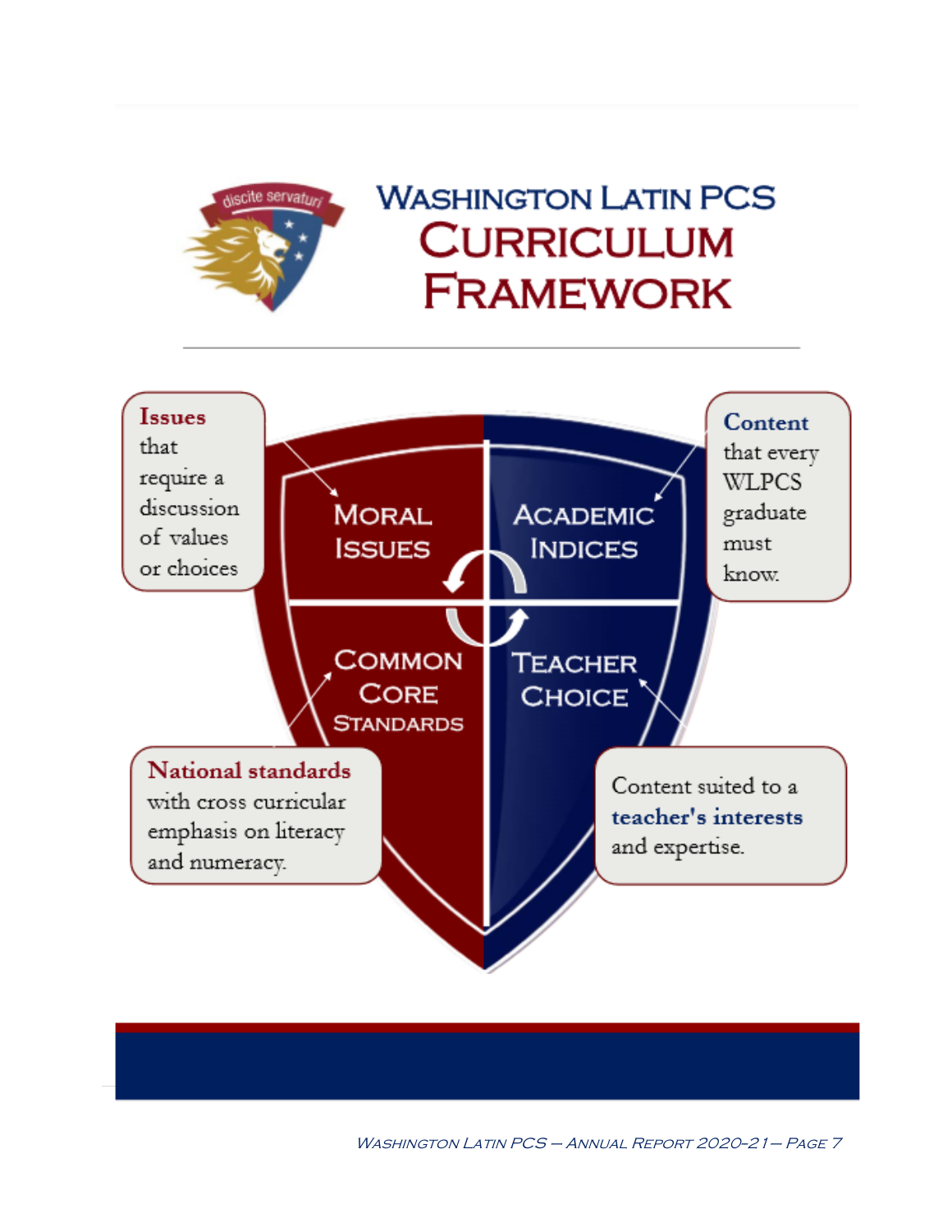discite servaturi

# Washington Latin PCS Curriculum Framework

**Issues** that require a discussion of values or choices

Moral Issues

**Content** that every WLPCS graduate must know.

Academic Indices

Common Core Standards

**National standards** with cross curricular emphasis on literacy and numeracy.

Teacher Choice

Content suited to a **teacher's interests** and expertise.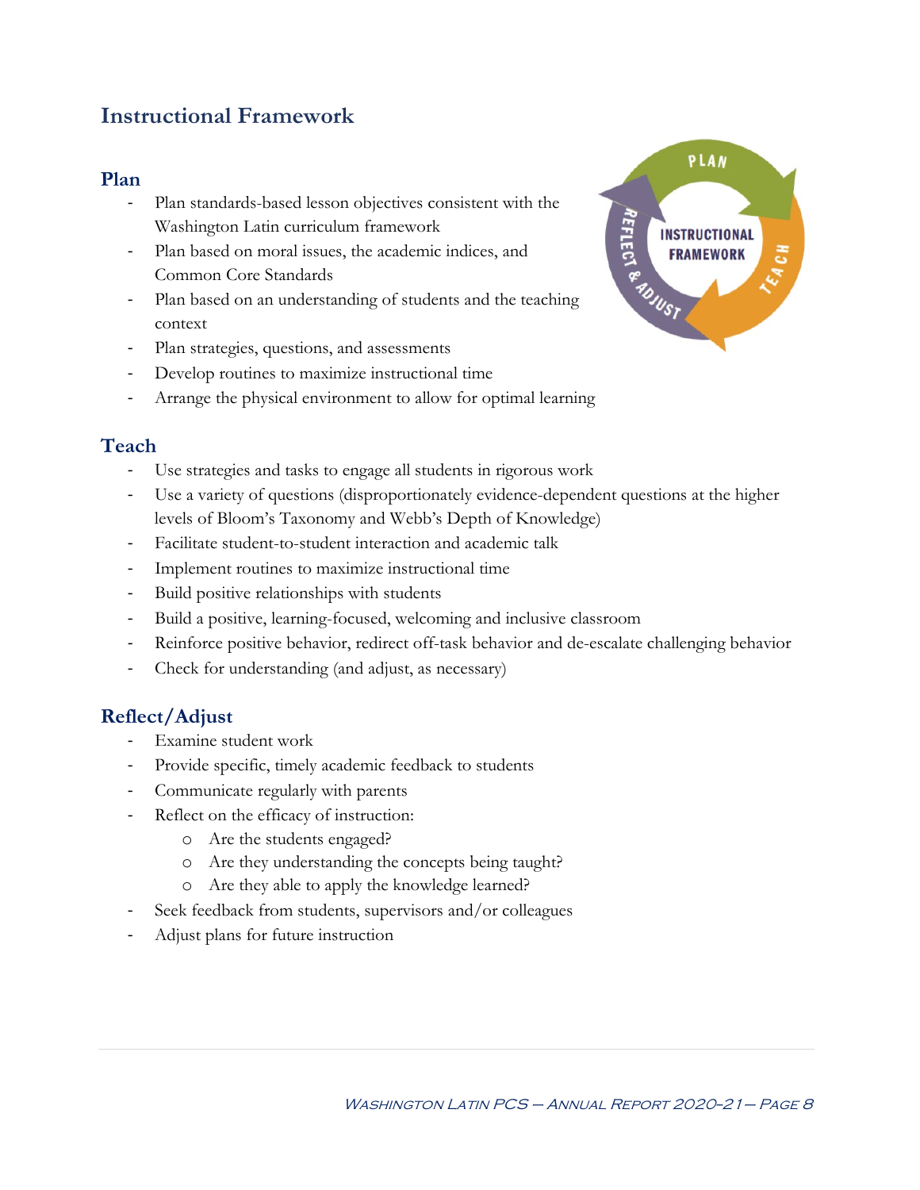## Instructional Framework

PLAN
INSTRUCTIONAL FRAMEWORK
TEACH
REFLECT & ADJUST

### Plan

- Plan standards-based lesson objectives consistent with the Washington Latin curriculum framework
- Plan based on moral issues, the academic indices, and Common Core Standards
- Plan based on an understanding of students and the teaching context
- Plan strategies, questions, and assessments
- Develop routines to maximize instructional time
- Arrange the physical environment to allow for optimal learning

### Teach

- Use strategies and tasks to engage all students in rigorous work
- Use a variety of questions (disproportionately evidence-dependent questions at the higher levels of Bloom's Taxonomy and Webb's Depth of Knowledge)
- Facilitate student-to-student interaction and academic talk
- Implement routines to maximize instructional time
- Build positive relationships with students
- Build a positive, learning-focused, welcoming and inclusive classroom
- Reinforce positive behavior, redirect off-task behavior and de-escalate challenging behavior
- Check for understanding (and adjust, as necessary)

### Reflect/Adjust

- Examine student work
- Provide specific, timely academic feedback to students
- Communicate regularly with parents
- Reflect on the efficacy of instruction:
  - Are the students engaged?
  - Are they understanding the concepts being taught?
  - Are they able to apply the knowledge learned?
- Seek feedback from students, supervisors and/or colleagues
- Adjust plans for future instruction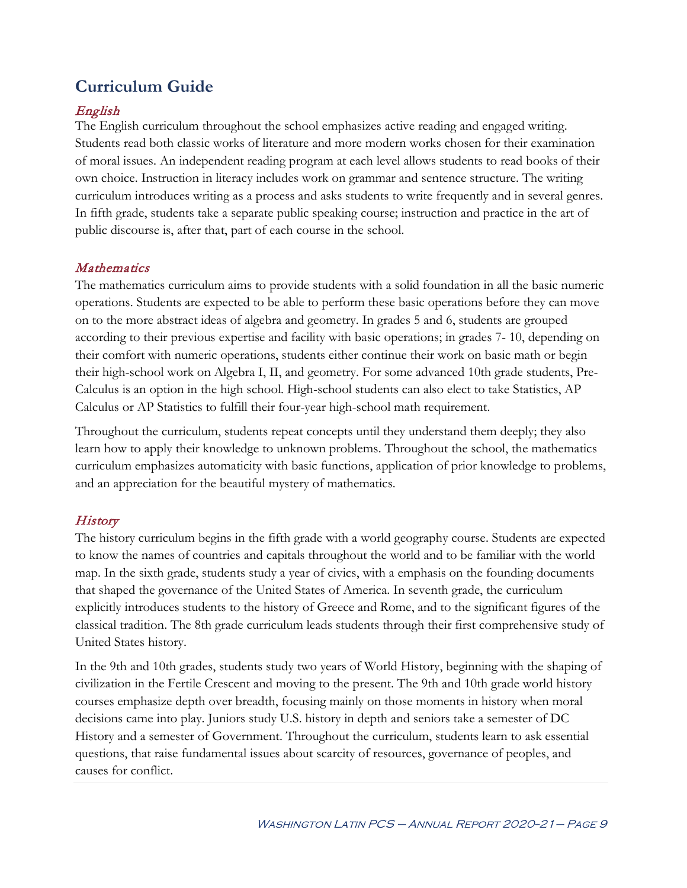# Curriculum Guide

## *English*

The English curriculum throughout the school emphasizes active reading and engaged writing. Students read both classic works of literature and more modern works chosen for their examination of moral issues. An independent reading program at each level allows students to read books of their own choice. Instruction in literacy includes work on grammar and sentence structure. The writing curriculum introduces writing as a process and asks students to write frequently and in several genres. In fifth grade, students take a separate public speaking course; instruction and practice in the art of public discourse is, after that, part of each course in the school.

## *Mathematics*

The mathematics curriculum aims to provide students with a solid foundation in all the basic numeric operations. Students are expected to be able to perform these basic operations before they can move on to the more abstract ideas of algebra and geometry. In grades 5 and 6, students are grouped according to their previous expertise and facility with basic operations; in grades 7- 10, depending on their comfort with numeric operations, students either continue their work on basic math or begin their high-school work on Algebra I, II, and geometry. For some advanced 10th grade students, Pre-Calculus is an option in the high school. High-school students can also elect to take Statistics, AP Calculus or AP Statistics to fulfill their four-year high-school math requirement.

Throughout the curriculum, students repeat concepts until they understand them deeply; they also learn how to apply their knowledge to unknown problems. Throughout the school, the mathematics curriculum emphasizes automaticity with basic functions, application of prior knowledge to problems, and an appreciation for the beautiful mystery of mathematics.

## *History*

The history curriculum begins in the fifth grade with a world geography course. Students are expected to know the names of countries and capitals throughout the world and to be familiar with the world map. In the sixth grade, students study a year of civics, with a emphasis on the founding documents that shaped the governance of the United States of America. In seventh grade, the curriculum explicitly introduces students to the history of Greece and Rome, and to the significant figures of the classical tradition. The 8th grade curriculum leads students through their first comprehensive study of United States history.

In the 9th and 10th grades, students study two years of World History, beginning with the shaping of civilization in the Fertile Crescent and moving to the present. The 9th and 10th grade world history courses emphasize depth over breadth, focusing mainly on those moments in history when moral decisions came into play. Juniors study U.S. history in depth and seniors take a semester of DC History and a semester of Government. Throughout the curriculum, students learn to ask essential questions, that raise fundamental issues about scarcity of resources, governance of peoples, and causes for conflict.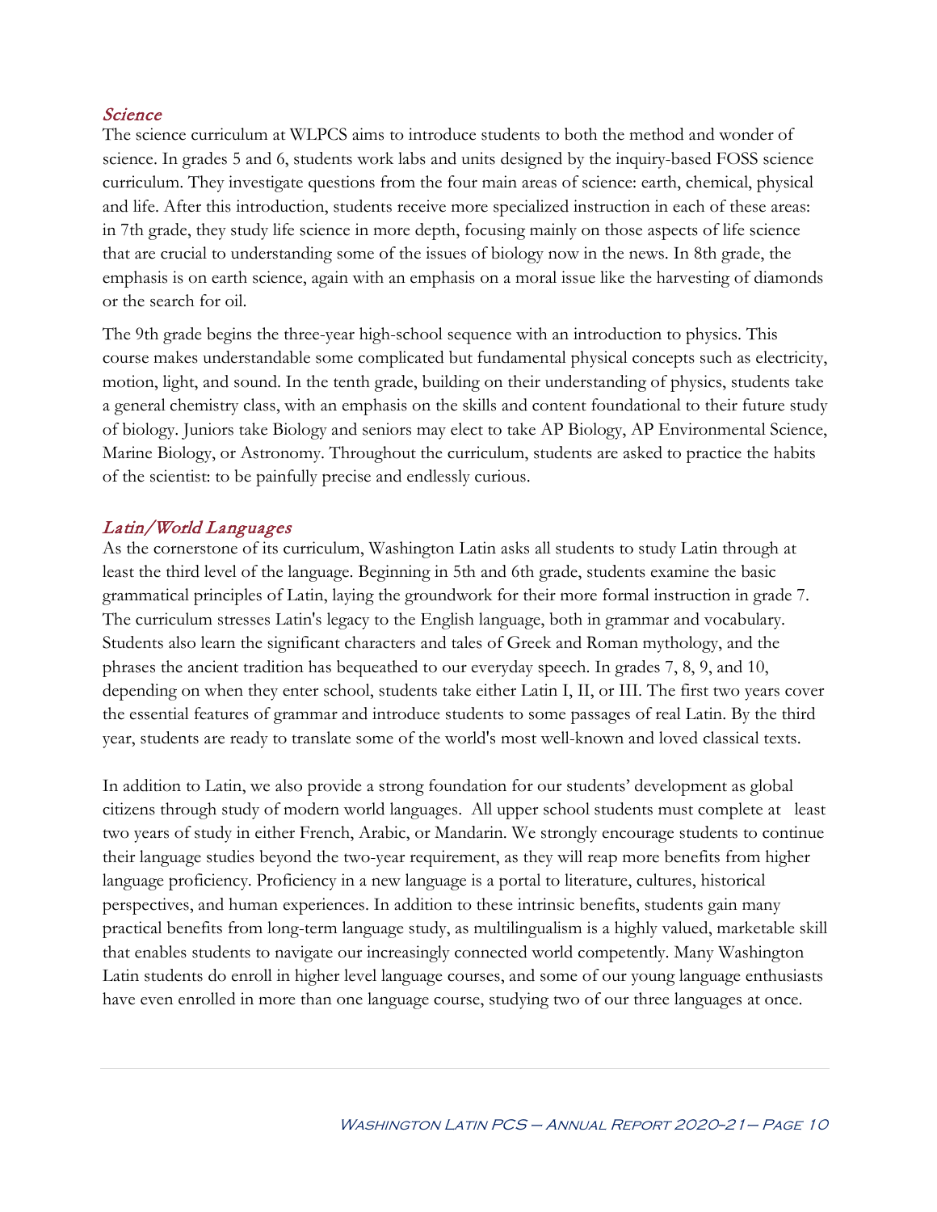## *Science*

The science curriculum at WLPCS aims to introduce students to both the method and wonder of science. In grades 5 and 6, students work labs and units designed by the inquiry-based FOSS science curriculum. They investigate questions from the four main areas of science: earth, chemical, physical and life. After this introduction, students receive more specialized instruction in each of these areas: in 7th grade, they study life science in more depth, focusing mainly on those aspects of life science that are crucial to understanding some of the issues of biology now in the news. In 8th grade, the emphasis is on earth science, again with an emphasis on a moral issue like the harvesting of diamonds or the search for oil.

The 9th grade begins the three-year high-school sequence with an introduction to physics. This course makes understandable some complicated but fundamental physical concepts such as electricity, motion, light, and sound. In the tenth grade, building on their understanding of physics, students take a general chemistry class, with an emphasis on the skills and content foundational to their future study of biology. Juniors take Biology and seniors may elect to take AP Biology, AP Environmental Science, Marine Biology, or Astronomy. Throughout the curriculum, students are asked to practice the habits of the scientist: to be painfully precise and endlessly curious.

## *Latin/World Languages*

As the cornerstone of its curriculum, Washington Latin asks all students to study Latin through at least the third level of the language. Beginning in 5th and 6th grade, students examine the basic grammatical principles of Latin, laying the groundwork for their more formal instruction in grade 7. The curriculum stresses Latin's legacy to the English language, both in grammar and vocabulary. Students also learn the significant characters and tales of Greek and Roman mythology, and the phrases the ancient tradition has bequeathed to our everyday speech. In grades 7, 8, 9, and 10, depending on when they enter school, students take either Latin I, II, or III. The first two years cover the essential features of grammar and introduce students to some passages of real Latin. By the third year, students are ready to translate some of the world's most well-known and loved classical texts.

In addition to Latin, we also provide a strong foundation for our students' development as global citizens through study of modern world languages. All upper school students must complete at least two years of study in either French, Arabic, or Mandarin. We strongly encourage students to continue their language studies beyond the two-year requirement, as they will reap more benefits from higher language proficiency. Proficiency in a new language is a portal to literature, cultures, historical perspectives, and human experiences. In addition to these intrinsic benefits, students gain many practical benefits from long-term language study, as multilingualism is a highly valued, marketable skill that enables students to navigate our increasingly connected world competently. Many Washington Latin students do enroll in higher level language courses, and some of our young language enthusiasts have even enrolled in more than one language course, studying two of our three languages at once.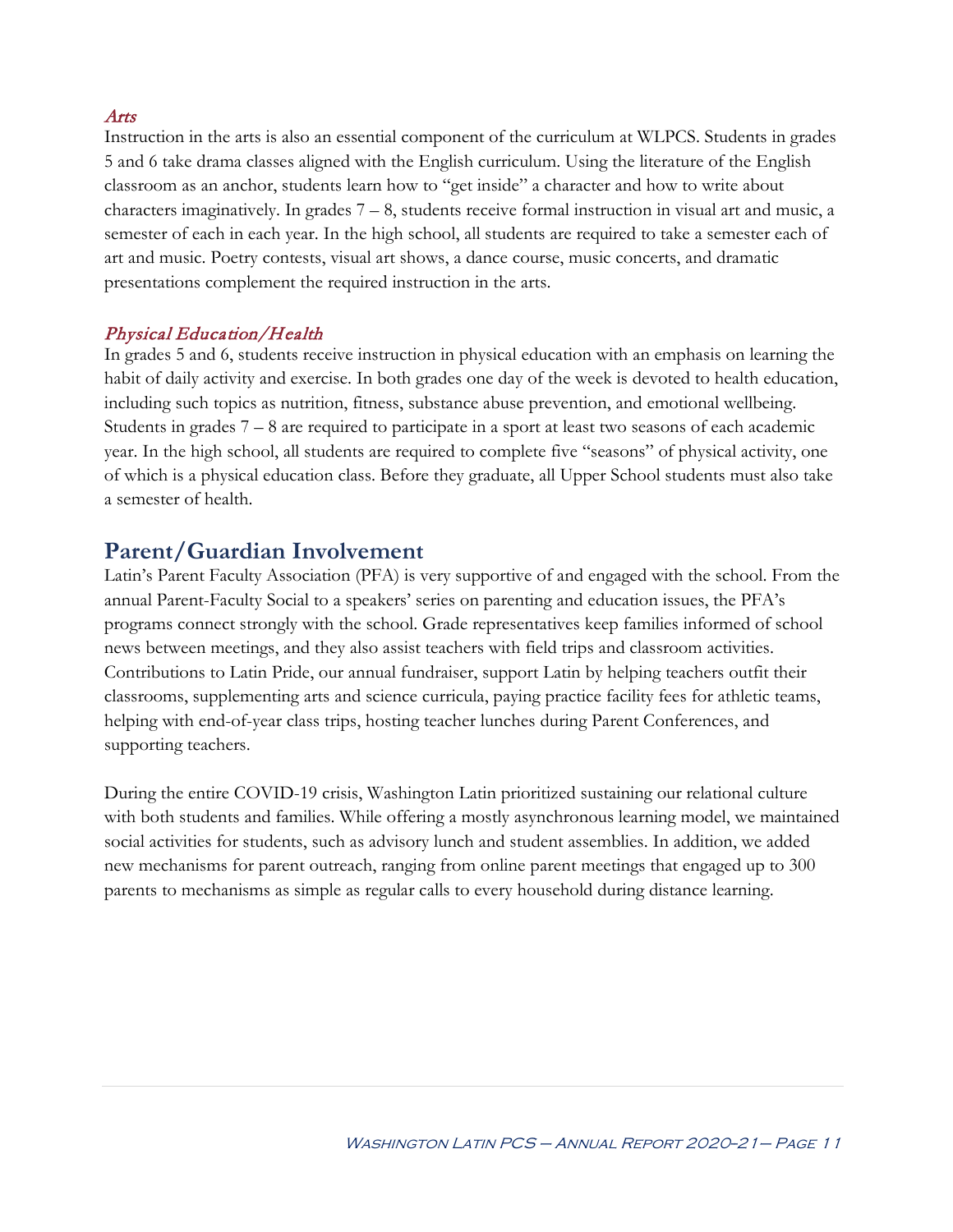### *Arts*

Instruction in the arts is also an essential component of the curriculum at WLPCS. Students in grades 5 and 6 take drama classes aligned with the English curriculum. Using the literature of the English classroom as an anchor, students learn how to "get inside" a character and how to write about characters imaginatively. In grades 7 – 8, students receive formal instruction in visual art and music, a semester of each in each year. In the high school, all students are required to take a semester each of art and music. Poetry contests, visual art shows, a dance course, music concerts, and dramatic presentations complement the required instruction in the arts.

### *Physical Education/Health*

In grades 5 and 6, students receive instruction in physical education with an emphasis on learning the habit of daily activity and exercise. In both grades one day of the week is devoted to health education, including such topics as nutrition, fitness, substance abuse prevention, and emotional wellbeing. Students in grades 7 – 8 are required to participate in a sport at least two seasons of each academic year. In the high school, all students are required to complete five "seasons" of physical activity, one of which is a physical education class. Before they graduate, all Upper School students must also take a semester of health.

## Parent/Guardian Involvement

Latin's Parent Faculty Association (PFA) is very supportive of and engaged with the school. From the annual Parent-Faculty Social to a speakers' series on parenting and education issues, the PFA's programs connect strongly with the school. Grade representatives keep families informed of school news between meetings, and they also assist teachers with field trips and classroom activities. Contributions to Latin Pride, our annual fundraiser, support Latin by helping teachers outfit their classrooms, supplementing arts and science curricula, paying practice facility fees for athletic teams, helping with end-of-year class trips, hosting teacher lunches during Parent Conferences, and supporting teachers.

During the entire COVID-19 crisis, Washington Latin prioritized sustaining our relational culture with both students and families. While offering a mostly asynchronous learning model, we maintained social activities for students, such as advisory lunch and student assemblies. In addition, we added new mechanisms for parent outreach, ranging from online parent meetings that engaged up to 300 parents to mechanisms as simple as regular calls to every household during distance learning.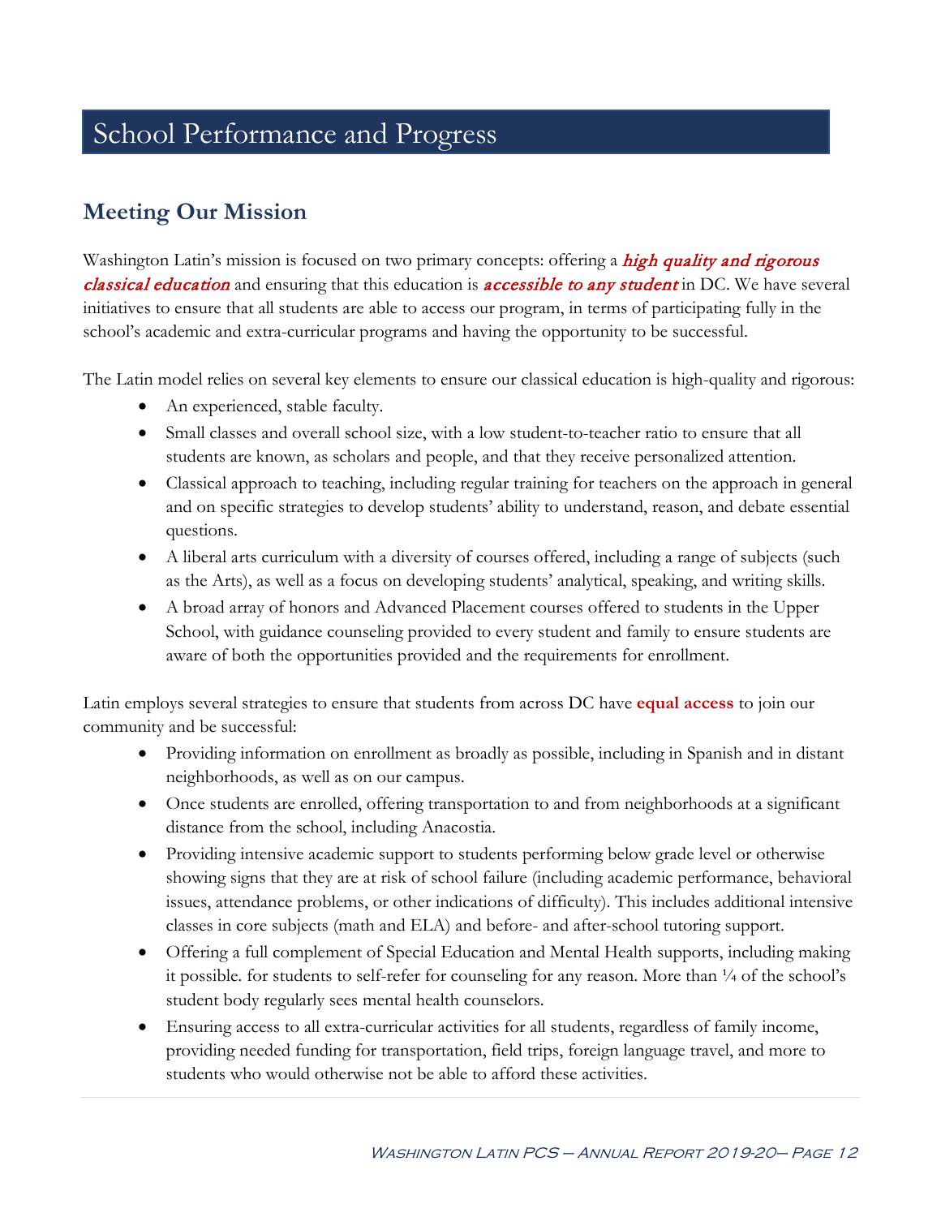# School Performance and Progress

## Meeting Our Mission

Washington Latin's mission is focused on two primary concepts: offering a ***high quality and rigorous classical education*** and ensuring that this education is ***accessible to any student*** in DC. We have several initiatives to ensure that all students are able to access our program, in terms of participating fully in the school's academic and extra-curricular programs and having the opportunity to be successful.

The Latin model relies on several key elements to ensure our classical education is high-quality and rigorous:

- An experienced, stable faculty.
- Small classes and overall school size, with a low student-to-teacher ratio to ensure that all students are known, as scholars and people, and that they receive personalized attention.
- Classical approach to teaching, including regular training for teachers on the approach in general and on specific strategies to develop students' ability to understand, reason, and debate essential questions.
- A liberal arts curriculum with a diversity of courses offered, including a range of subjects (such as the Arts), as well as a focus on developing students' analytical, speaking, and writing skills.
- A broad array of honors and Advanced Placement courses offered to students in the Upper School, with guidance counseling provided to every student and family to ensure students are aware of both the opportunities provided and the requirements for enrollment.

Latin employs several strategies to ensure that students from across DC have **equal access** to join our community and be successful:

- Providing information on enrollment as broadly as possible, including in Spanish and in distant neighborhoods, as well as on our campus.
- Once students are enrolled, offering transportation to and from neighborhoods at a significant distance from the school, including Anacostia.
- Providing intensive academic support to students performing below grade level or otherwise showing signs that they are at risk of school failure (including academic performance, behavioral issues, attendance problems, or other indications of difficulty). This includes additional intensive classes in core subjects (math and ELA) and before- and after-school tutoring support.
- Offering a full complement of Special Education and Mental Health supports, including making it possible. for students to self-refer for counseling for any reason. More than ¼ of the school's student body regularly sees mental health counselors.
- Ensuring access to all extra-curricular activities for all students, regardless of family income, providing needed funding for transportation, field trips, foreign language travel, and more to students who would otherwise not be able to afford these activities.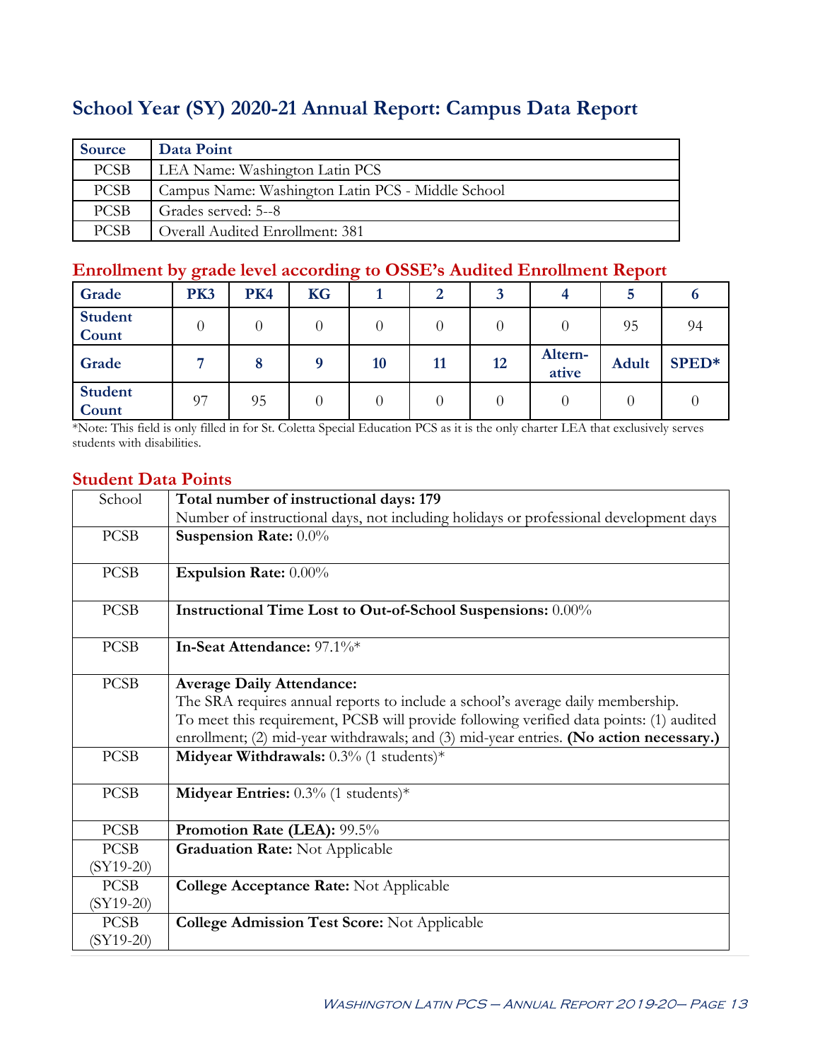## School Year (SY) 2020-21 Annual Report: Campus Data Report

| Source | Data Point |
|---|---|
| PCSB | LEA Name: Washington Latin PCS |
| PCSB | Campus Name: Washington Latin PCS - Middle School |
| PCSB | Grades served: 5--8 |
| PCSB | Overall Audited Enrollment: 381 |

### Enrollment by grade level according to OSSE's Audited Enrollment Report

| Grade | PK3 | PK4 | KG | 1 | 2 | 3 | 4 | 5 | 6 |
|---|---|---|---|---|---|---|---|---|---|
| Student Count | 0 | 0 | 0 | 0 | 0 | 0 | 0 | 95 | 94 |
| **Grade** | **7** | **8** | **9** | **10** | **11** | **12** | **Altern-ative** | **Adult** | **SPED*** |
| Student Count | 97 | 95 | 0 | 0 | 0 | 0 | 0 | 0 | 0 |

*Note: This field is only filled in for St. Coletta Special Education PCS as it is the only charter LEA that exclusively serves students with disabilities.

### Student Data Points

| | |
|---|---|
| School | **Total number of instructional days: 179**<br>Number of instructional days, not including holidays or professional development days |
| PCSB | **Suspension Rate:** 0.0% |
| PCSB | **Expulsion Rate:** 0.00% |
| PCSB | **Instructional Time Lost to Out-of-School Suspensions:** 0.00% |
| PCSB | **In-Seat Attendance:** 97.1%* |
| PCSB | **Average Daily Attendance:**<br>The SRA requires annual reports to include a school's average daily membership. To meet this requirement, PCSB will provide following verified data points: (1) audited enrollment; (2) mid-year withdrawals; and (3) mid-year entries. **(No action necessary.)** |
| PCSB | **Midyear Withdrawals:** 0.3% (1 students)* |
| PCSB | **Midyear Entries:** 0.3% (1 students)* |
| PCSB | **Promotion Rate (LEA):** 99.5% |
| PCSB (SY19-20) | **Graduation Rate:** Not Applicable |
| PCSB (SY19-20) | **College Acceptance Rate:** Not Applicable |
| PCSB (SY19-20) | **College Admission Test Score:** Not Applicable |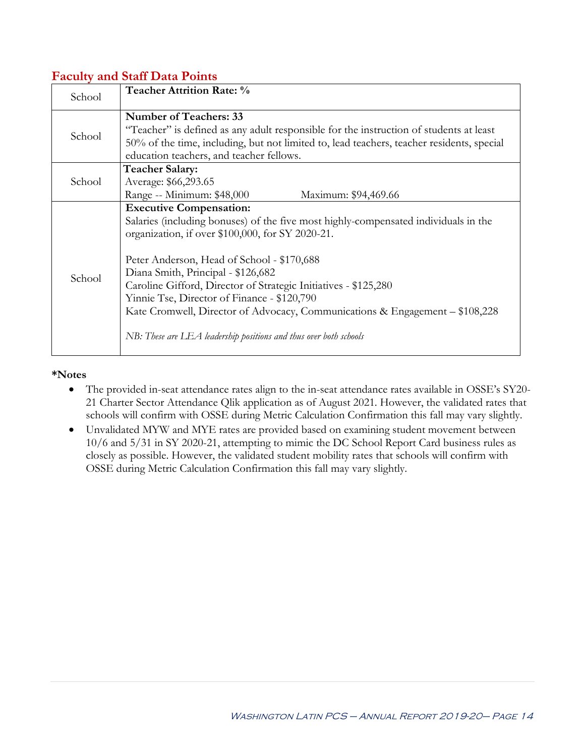## Faculty and Staff Data Points

| School | **Teacher Attrition Rate: %** |
|---|---|
| School | **Number of Teachers: 33**<br>"Teacher" is defined as any adult responsible for the instruction of students at least 50% of the time, including, but not limited to, lead teachers, teacher residents, special education teachers, and teacher fellows. |
| School | **Teacher Salary:**<br>Average: $66,293.65<br>Range -- Minimum: $48,000 Maximum: $94,469.66 |
| School | **Executive Compensation:**<br>Salaries (including bonuses) of the five most highly-compensated individuals in the organization, if over $100,000, for SY 2020-21.<br><br>Peter Anderson, Head of School - $170,688<br>Diana Smith, Principal - $126,682<br>Caroline Gifford, Director of Strategic Initiatives - $125,280<br>Yinnie Tse, Director of Finance - $120,790<br>Kate Cromwell, Director of Advocacy, Communications & Engagement – $108,228<br><br>*NB: These are LEA leadership positions and thus over both schools* |

**\*Notes**

- The provided in-seat attendance rates align to the in-seat attendance rates available in OSSE's SY20-21 Charter Sector Attendance Qlik application as of August 2021. However, the validated rates that schools will confirm with OSSE during Metric Calculation Confirmation this fall may vary slightly.
- Unvalidated MYW and MYE rates are provided based on examining student movement between 10/6 and 5/31 in SY 2020-21, attempting to mimic the DC School Report Card business rules as closely as possible. However, the validated student mobility rates that schools will confirm with OSSE during Metric Calculation Confirmation this fall may vary slightly.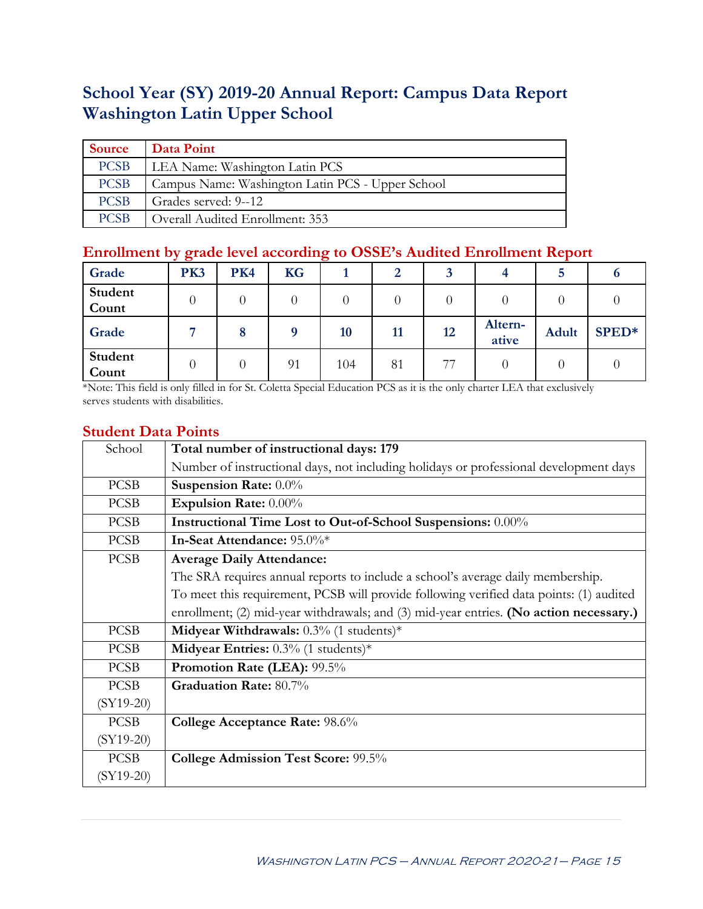# School Year (SY) 2019-20 Annual Report: Campus Data Report Washington Latin Upper School

| Source | Data Point |
|---|---|
| PCSB | LEA Name: Washington Latin PCS |
| PCSB | Campus Name: Washington Latin PCS - Upper School |
| PCSB | Grades served: 9--12 |
| PCSB | Overall Audited Enrollment: 353 |

## Enrollment by grade level according to OSSE's Audited Enrollment Report

| Grade | PK3 | PK4 | KG | 1 | 2 | 3 | 4 | 5 | 6 |
|---|---|---|---|---|---|---|---|---|---|
| Student Count | 0 | 0 | 0 | 0 | 0 | 0 | 0 | 0 | 0 |
| **Grade** | **7** | **8** | **9** | **10** | **11** | **12** | **Altern-ative** | **Adult** | **SPED*** |
| Student Count | 0 | 0 | 91 | 104 | 81 | 77 | 0 | 0 | 0 |

*Note: This field is only filled in for St. Coletta Special Education PCS as it is the only charter LEA that exclusively serves students with disabilities.

## Student Data Points

| | |
|---|---|
| School | **Total number of instructional days: 179**<br>Number of instructional days, not including holidays or professional development days |
| PCSB | **Suspension Rate:** 0.0% |
| PCSB | **Expulsion Rate:** 0.00% |
| PCSB | **Instructional Time Lost to Out-of-School Suspensions:** 0.00% |
| PCSB | **In-Seat Attendance:** 95.0%* |
| PCSB | **Average Daily Attendance:**<br>The SRA requires annual reports to include a school's average daily membership. To meet this requirement, PCSB will provide following verified data points: (1) audited enrollment; (2) mid-year withdrawals; and (3) mid-year entries. **(No action necessary.)** |
| PCSB | **Midyear Withdrawals:** 0.3% (1 students)* |
| PCSB | **Midyear Entries:** 0.3% (1 students)* |
| PCSB | **Promotion Rate (LEA):** 99.5% |
| PCSB (SY19-20) | **Graduation Rate:** 80.7% |
| PCSB (SY19-20) | **College Acceptance Rate:** 98.6% |
| PCSB (SY19-20) | **College Admission Test Score:** 99.5% |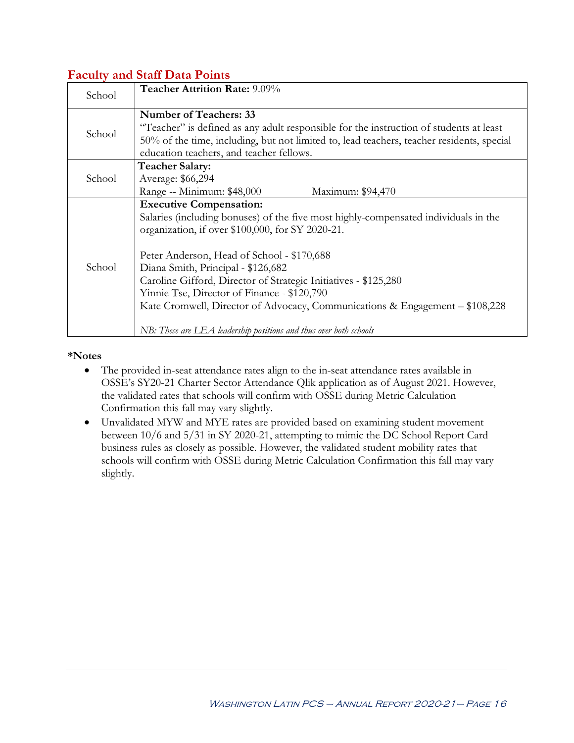## Faculty and Staff Data Points

| | |
|---|---|
| School | **Teacher Attrition Rate:** 9.09% |
| School | **Number of Teachers: 33**<br>"Teacher" is defined as any adult responsible for the instruction of students at least 50% of the time, including, but not limited to, lead teachers, teacher residents, special education teachers, and teacher fellows. |
| School | **Teacher Salary:**<br>Average: $66,294<br>Range -- Minimum: $48,000 Maximum: $94,470 |
| School | **Executive Compensation:**<br>Salaries (including bonuses) of the five most highly-compensated individuals in the organization, if over $100,000, for SY 2020-21.<br><br>Peter Anderson, Head of School - $170,688<br>Diana Smith, Principal - $126,682<br>Caroline Gifford, Director of Strategic Initiatives - $125,280<br>Yinnie Tse, Director of Finance - $120,790<br>Kate Cromwell, Director of Advocacy, Communications & Engagement – $108,228<br><br>*NB: These are LEA leadership positions and thus over both schools* |

**\*Notes**

- The provided in-seat attendance rates align to the in-seat attendance rates available in OSSE's SY20-21 Charter Sector Attendance Qlik application as of August 2021. However, the validated rates that schools will confirm with OSSE during Metric Calculation Confirmation this fall may vary slightly.
- Unvalidated MYW and MYE rates are provided based on examining student movement between 10/6 and 5/31 in SY 2020-21, attempting to mimic the DC School Report Card business rules as closely as possible. However, the validated student mobility rates that schools will confirm with OSSE during Metric Calculation Confirmation this fall may vary slightly.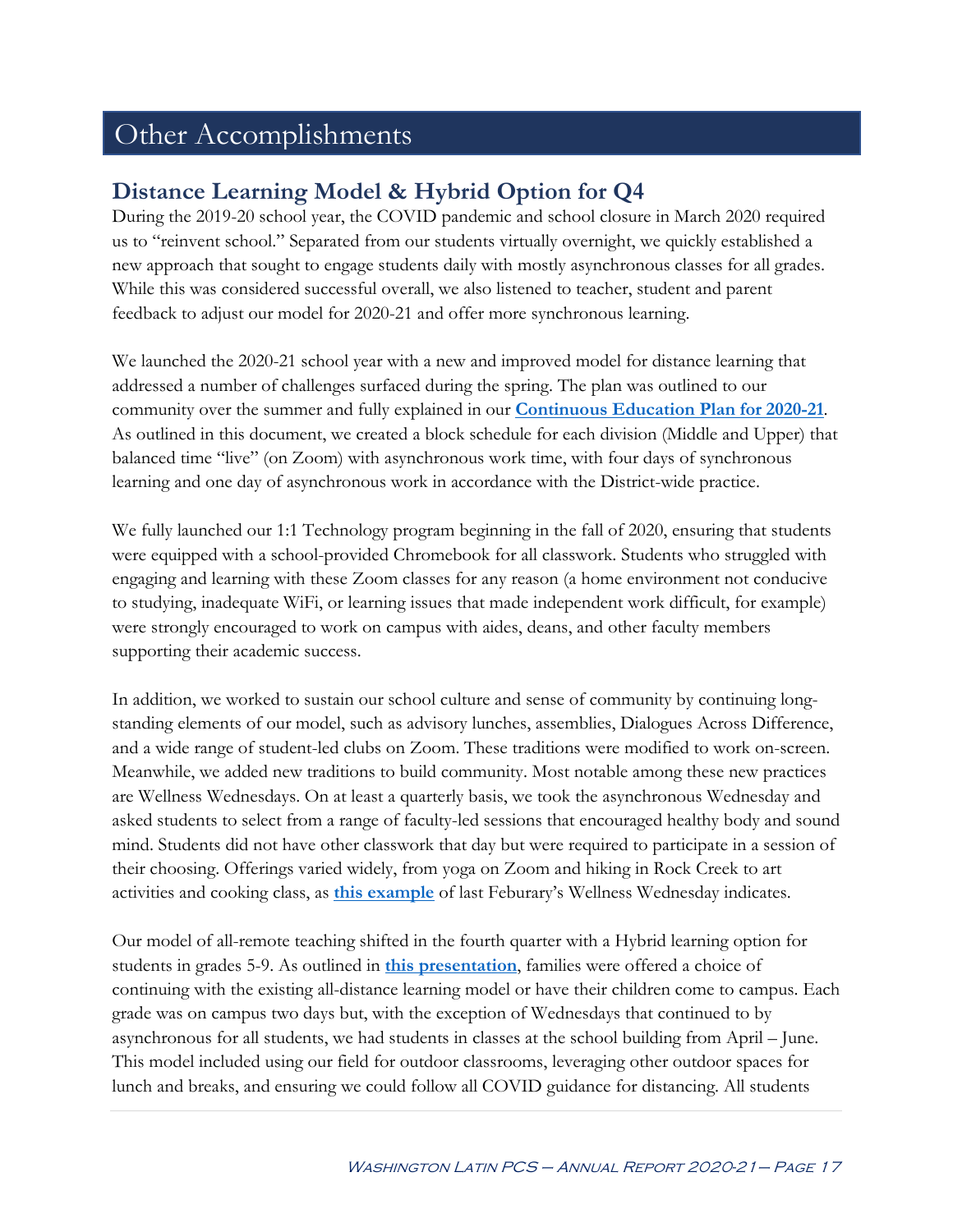# Other Accomplishments

## Distance Learning Model & Hybrid Option for Q4

During the 2019-20 school year, the COVID pandemic and school closure in March 2020 required us to "reinvent school." Separated from our students virtually overnight, we quickly established a new approach that sought to engage students daily with mostly asynchronous classes for all grades. While this was considered successful overall, we also listened to teacher, student and parent feedback to adjust our model for 2020-21 and offer more synchronous learning.

We launched the 2020-21 school year with a new and improved model for distance learning that addressed a number of challenges surfaced during the spring. The plan was outlined to our community over the summer and fully explained in our **Continuous Education Plan for 2020-21**. As outlined in this document, we created a block schedule for each division (Middle and Upper) that balanced time "live" (on Zoom) with asynchronous work time, with four days of synchronous learning and one day of asynchronous work in accordance with the District-wide practice.

We fully launched our 1:1 Technology program beginning in the fall of 2020, ensuring that students were equipped with a school-provided Chromebook for all classwork. Students who struggled with engaging and learning with these Zoom classes for any reason (a home environment not conducive to studying, inadequate WiFi, or learning issues that made independent work difficult, for example) were strongly encouraged to work on campus with aides, deans, and other faculty members supporting their academic success.

In addition, we worked to sustain our school culture and sense of community by continuing long-standing elements of our model, such as advisory lunches, assemblies, Dialogues Across Difference, and a wide range of student-led clubs on Zoom. These traditions were modified to work on-screen. Meanwhile, we added new traditions to build community. Most notable among these new practices are Wellness Wednesdays. On at least a quarterly basis, we took the asynchronous Wednesday and asked students to select from a range of faculty-led sessions that encouraged healthy body and sound mind. Students did not have other classwork that day but were required to participate in a session of their choosing. Offerings varied widely, from yoga on Zoom and hiking in Rock Creek to art activities and cooking class, as **this example** of last Feburary's Wellness Wednesday indicates.

Our model of all-remote teaching shifted in the fourth quarter with a Hybrid learning option for students in grades 5-9. As outlined in **this presentation**, families were offered a choice of continuing with the existing all-distance learning model or have their children come to campus. Each grade was on campus two days but, with the exception of Wednesdays that continued to by asynchronous for all students, we had students in classes at the school building from April – June. This model included using our field for outdoor classrooms, leveraging other outdoor spaces for lunch and breaks, and ensuring we could follow all COVID guidance for distancing. All students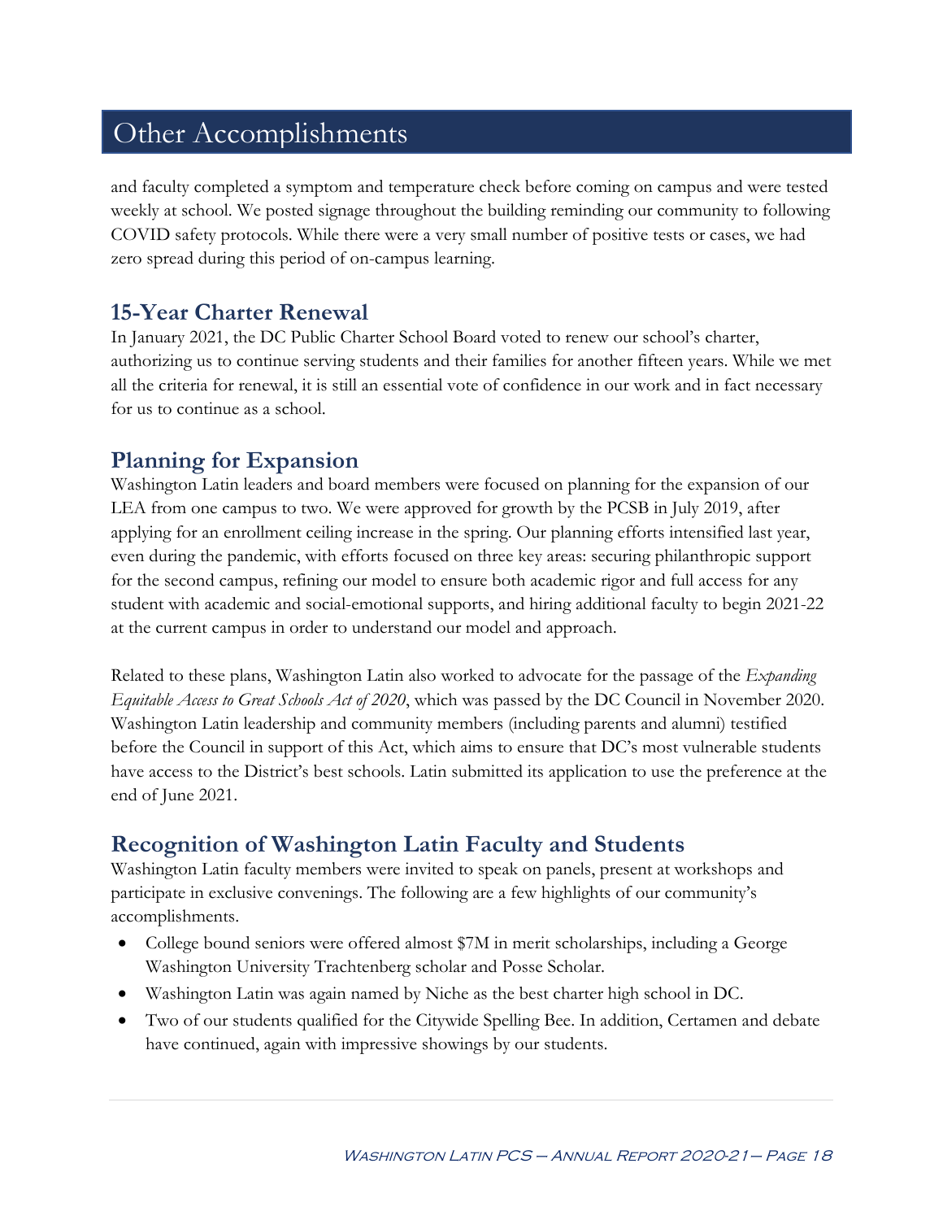# Other Accomplishments

and faculty completed a symptom and temperature check before coming on campus and were tested weekly at school. We posted signage throughout the building reminding our community to following COVID safety protocols. While there were a very small number of positive tests or cases, we had zero spread during this period of on-campus learning.

## 15-Year Charter Renewal

In January 2021, the DC Public Charter School Board voted to renew our school's charter, authorizing us to continue serving students and their families for another fifteen years. While we met all the criteria for renewal, it is still an essential vote of confidence in our work and in fact necessary for us to continue as a school.

## Planning for Expansion

Washington Latin leaders and board members were focused on planning for the expansion of our LEA from one campus to two. We were approved for growth by the PCSB in July 2019, after applying for an enrollment ceiling increase in the spring. Our planning efforts intensified last year, even during the pandemic, with efforts focused on three key areas: securing philanthropic support for the second campus, refining our model to ensure both academic rigor and full access for any student with academic and social-emotional supports, and hiring additional faculty to begin 2021-22 at the current campus in order to understand our model and approach.

Related to these plans, Washington Latin also worked to advocate for the passage of the *Expanding Equitable Access to Great Schools Act of 2020*, which was passed by the DC Council in November 2020. Washington Latin leadership and community members (including parents and alumni) testified before the Council in support of this Act, which aims to ensure that DC's most vulnerable students have access to the District's best schools. Latin submitted its application to use the preference at the end of June 2021.

## Recognition of Washington Latin Faculty and Students

Washington Latin faculty members were invited to speak on panels, present at workshops and participate in exclusive convenings. The following are a few highlights of our community's accomplishments.

- College bound seniors were offered almost $7M in merit scholarships, including a George Washington University Trachtenberg scholar and Posse Scholar.
- Washington Latin was again named by Niche as the best charter high school in DC.
- Two of our students qualified for the Citywide Spelling Bee. In addition, Certamen and debate have continued, again with impressive showings by our students.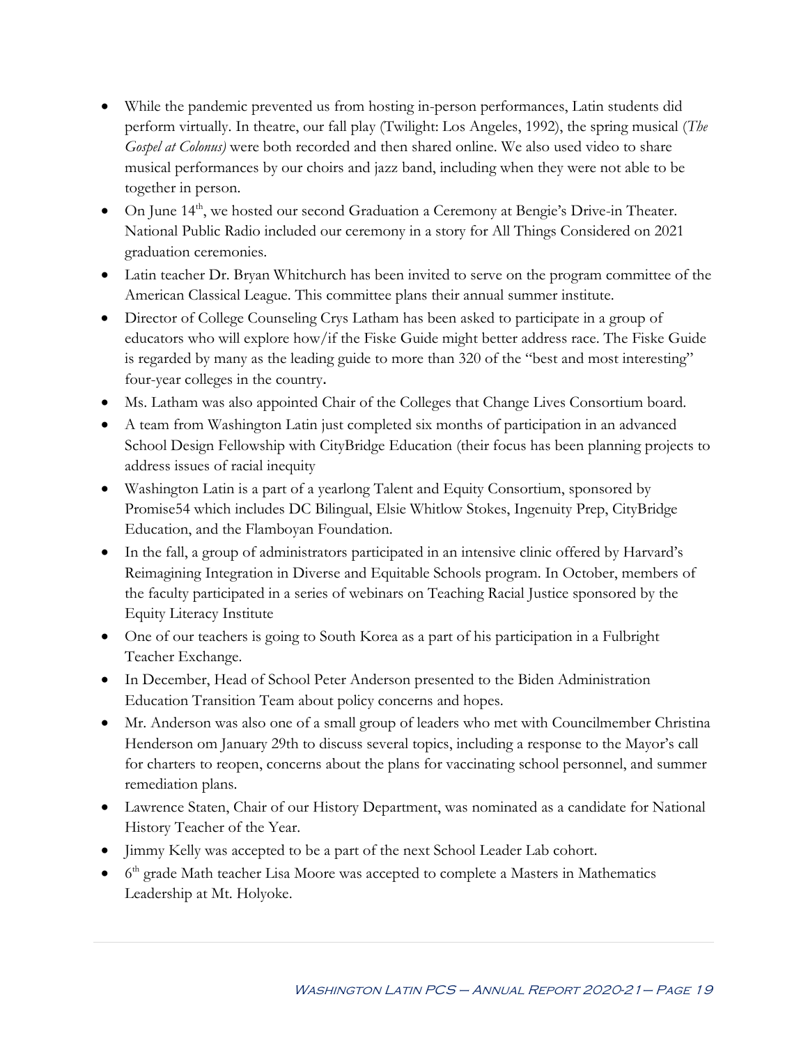- While the pandemic prevented us from hosting in-person performances, Latin students did perform virtually. In theatre, our fall play (Twilight: Los Angeles, 1992), the spring musical (*The Gospel at Colonus)* were both recorded and then shared online. We also used video to share musical performances by our choirs and jazz band, including when they were not able to be together in person.
- On June 14th, we hosted our second Graduation a Ceremony at Bengie's Drive-in Theater. National Public Radio included our ceremony in a story for All Things Considered on 2021 graduation ceremonies.
- Latin teacher Dr. Bryan Whitchurch has been invited to serve on the program committee of the American Classical League. This committee plans their annual summer institute.
- Director of College Counseling Crys Latham has been asked to participate in a group of educators who will explore how/if the Fiske Guide might better address race. The Fiske Guide is regarded by many as the leading guide to more than 320 of the "best and most interesting" four-year colleges in the country.
- Ms. Latham was also appointed Chair of the Colleges that Change Lives Consortium board.
- A team from Washington Latin just completed six months of participation in an advanced School Design Fellowship with CityBridge Education (their focus has been planning projects to address issues of racial inequity
- Washington Latin is a part of a yearlong Talent and Equity Consortium, sponsored by Promise54 which includes DC Bilingual, Elsie Whitlow Stokes, Ingenuity Prep, CityBridge Education, and the Flamboyan Foundation.
- In the fall, a group of administrators participated in an intensive clinic offered by Harvard's Reimagining Integration in Diverse and Equitable Schools program. In October, members of the faculty participated in a series of webinars on Teaching Racial Justice sponsored by the Equity Literacy Institute
- One of our teachers is going to South Korea as a part of his participation in a Fulbright Teacher Exchange.
- In December, Head of School Peter Anderson presented to the Biden Administration Education Transition Team about policy concerns and hopes.
- Mr. Anderson was also one of a small group of leaders who met with Councilmember Christina Henderson om January 29th to discuss several topics, including a response to the Mayor's call for charters to reopen, concerns about the plans for vaccinating school personnel, and summer remediation plans.
- Lawrence Staten, Chair of our History Department, was nominated as a candidate for National History Teacher of the Year.
- Jimmy Kelly was accepted to be a part of the next School Leader Lab cohort.
- 6th grade Math teacher Lisa Moore was accepted to complete a Masters in Mathematics Leadership at Mt. Holyoke.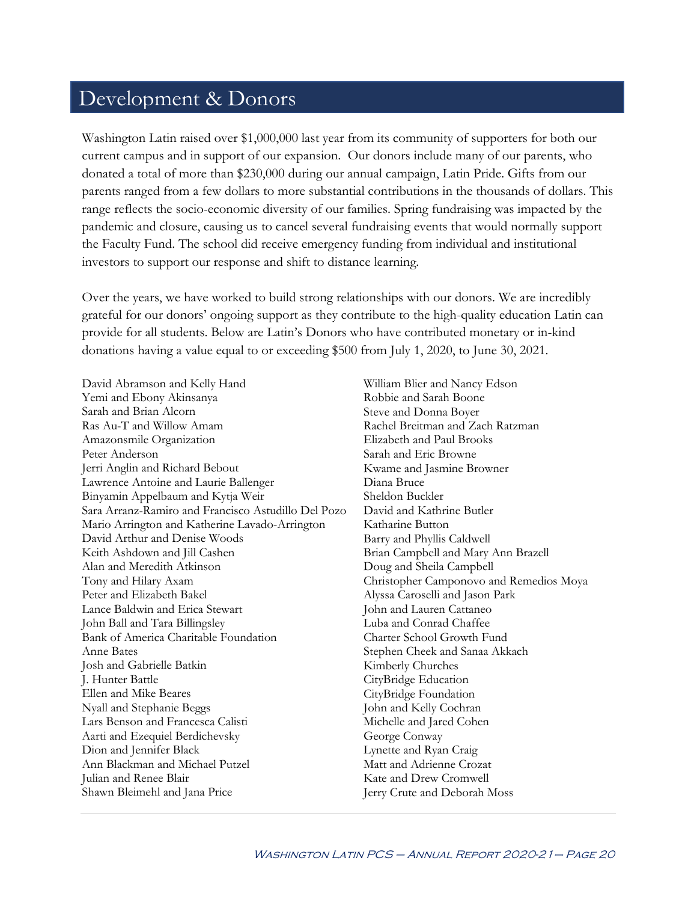# Development & Donors

Washington Latin raised over $1,000,000 last year from its community of supporters for both our current campus and in support of our expansion. Our donors include many of our parents, who donated a total of more than $230,000 during our annual campaign, Latin Pride. Gifts from our parents ranged from a few dollars to more substantial contributions in the thousands of dollars. This range reflects the socio-economic diversity of our families. Spring fundraising was impacted by the pandemic and closure, causing us to cancel several fundraising events that would normally support the Faculty Fund. The school did receive emergency funding from individual and institutional investors to support our response and shift to distance learning.

Over the years, we have worked to build strong relationships with our donors. We are incredibly grateful for our donors' ongoing support as they contribute to the high-quality education Latin can provide for all students. Below are Latin's Donors who have contributed monetary or in-kind donations having a value equal to or exceeding $500 from July 1, 2020, to June 30, 2021.

David Abramson and Kelly Hand
Yemi and Ebony Akinsanya
Sarah and Brian Alcorn
Ras Au-T and Willow Amam
Amazonsmile Organization
Peter Anderson
Jerri Anglin and Richard Bebout
Lawrence Antoine and Laurie Ballenger
Binyamin Appelbaum and Kytja Weir
Sara Arranz-Ramiro and Francisco Astudillo Del Pozo
Mario Arrington and Katherine Lavado-Arrington
David Arthur and Denise Woods
Keith Ashdown and Jill Cashen
Alan and Meredith Atkinson
Tony and Hilary Axam
Peter and Elizabeth Bakel
Lance Baldwin and Erica Stewart
John Ball and Tara Billingsley
Bank of America Charitable Foundation
Anne Bates
Josh and Gabrielle Batkin
J. Hunter Battle
Ellen and Mike Beares
Nyall and Stephanie Beggs
Lars Benson and Francesca Calisti
Aarti and Ezequiel Berdichevsky
Dion and Jennifer Black
Ann Blackman and Michael Putzel
Julian and Renee Blair
Shawn Bleimehl and Jana Price
William Blier and Nancy Edson
Robbie and Sarah Boone
Steve and Donna Boyer
Rachel Breitman and Zach Ratzman
Elizabeth and Paul Brooks
Sarah and Eric Browne
Kwame and Jasmine Browner
Diana Bruce
Sheldon Buckler
David and Kathrine Butler
Katharine Button
Barry and Phyllis Caldwell
Brian Campbell and Mary Ann Brazell
Doug and Sheila Campbell
Christopher Camponovo and Remedios Moya
Alyssa Caroselli and Jason Park
John and Lauren Cattaneo
Luba and Conrad Chaffee
Charter School Growth Fund
Stephen Cheek and Sanaa Akkach
Kimberly Churches
CityBridge Education
CityBridge Foundation
John and Kelly Cochran
Michelle and Jared Cohen
George Conway
Lynette and Ryan Craig
Matt and Adrienne Crozat
Kate and Drew Cromwell
Jerry Crute and Deborah Moss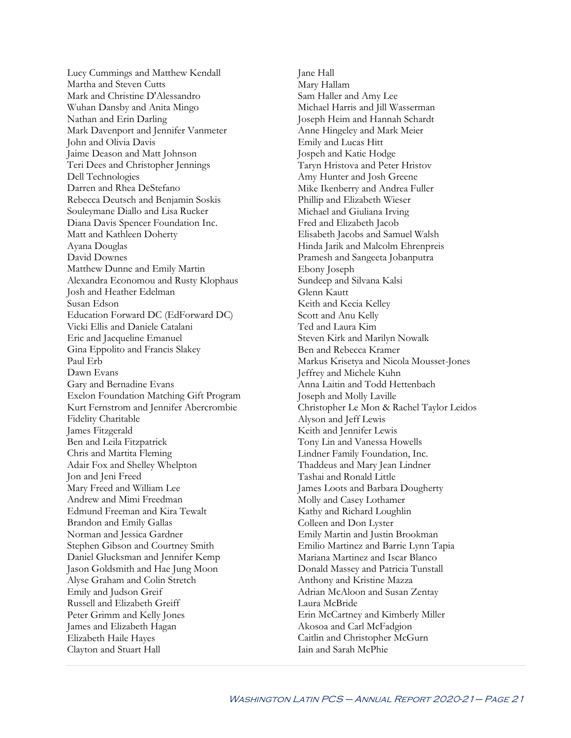Lucy Cummings and Matthew Kendall
Martha and Steven Cutts
Mark and Christine D'Alessandro
Wuhan Dansby and Anita Mingo
Nathan and Erin Darling
Mark Davenport and Jennifer Vanmeter
John and Olivia Davis
Jaime Deason and Matt Johnson
Teri Dees and Christopher Jennings
Dell Technologies
Darren and Rhea DeStefano
Rebecca Deutsch and Benjamin Soskis
Souleymane Diallo and Lisa Rucker
Diana Davis Spencer Foundation Inc.
Matt and Kathleen Doherty
Ayana Douglas
David Downes
Matthew Dunne and Emily Martin
Alexandra Economou and Rusty Klophaus
Josh and Heather Edelman
Susan Edson
Education Forward DC (EdForward DC)
Vicki Ellis and Daniele Catalani
Eric and Jacqueline Emanuel
Gina Eppolito and Francis Slakey
Paul Erb
Dawn Evans
Gary and Bernadine Evans
Exelon Foundation Matching Gift Program
Kurt Fernstrom and Jennifer Abercrombie
Fidelity Charitable
James Fitzgerald
Ben and Leila Fitzpatrick
Chris and Martita Fleming
Adair Fox and Shelley Whelpton
Jon and Jeni Freed
Mary Freed and William Lee
Andrew and Mimi Freedman
Edmund Freeman and Kira Tewalt
Brandon and Emily Gallas
Norman and Jessica Gardner
Stephen Gibson and Courtney Smith
Daniel Glucksman and Jennifer Kemp
Jason Goldsmith and Hae Jung Moon
Alyse Graham and Colin Stretch
Emily and Judson Greif
Russell and Elizabeth Greiff
Peter Grimm and Kelly Jones
James and Elizabeth Hagan
Elizabeth Haile Hayes
Clayton and Stuart Hall
Jane Hall
Mary Hallam
Sam Haller and Amy Lee
Michael Harris and Jill Wasserman
Joseph Heim and Hannah Schardt
Anne Hingeley and Mark Meier
Emily and Lucas Hitt
Jospeh and Katie Hodge
Taryn Hristova and Peter Hristov
Amy Hunter and Josh Greene
Mike Ikenberry and Andrea Fuller
Phillip and Elizabeth Wieser
Michael and Giuliana Irving
Fred and Elizabeth Jacob
Elisabeth Jacobs and Samuel Walsh
Hinda Jarik and Malcolm Ehrenpreis
Pramesh and Sangeeta Jobanputra
Ebony Joseph
Sundeep and Silvana Kalsi
Glenn Kautt
Keith and Kecia Kelley
Scott and Anu Kelly
Ted and Laura Kim
Steven Kirk and Marilyn Nowalk
Ben and Rebecca Kramer
Markus Krisetya and Nicola Mousset-Jones
Jeffrey and Michele Kuhn
Anna Laitin and Todd Hettenbach
Joseph and Molly Laville
Christopher Le Mon & Rachel Taylor Leidos
Alyson and Jeff Lewis
Keith and Jennifer Lewis
Tony Lin and Vanessa Howells
Lindner Family Foundation, Inc.
Thaddeus and Mary Jean Lindner
Tashai and Ronald Little
James Loots and Barbara Dougherty
Molly and Casey Lothamer
Kathy and Richard Loughlin
Colleen and Don Lyster
Emily Martin and Justin Brookman
Emilio Martinez and Barrie Lynn Tapia
Mariana Martinez and Iscar Blanco
Donald Massey and Patricia Tunstall
Anthony and Kristine Mazza
Adrian McAloon and Susan Zentay
Laura McBride
Erin McCartney and Kimberly Miller
Akosoa and Carl McFadgion
Caitlin and Christopher McGurn
Iain and Sarah McPhie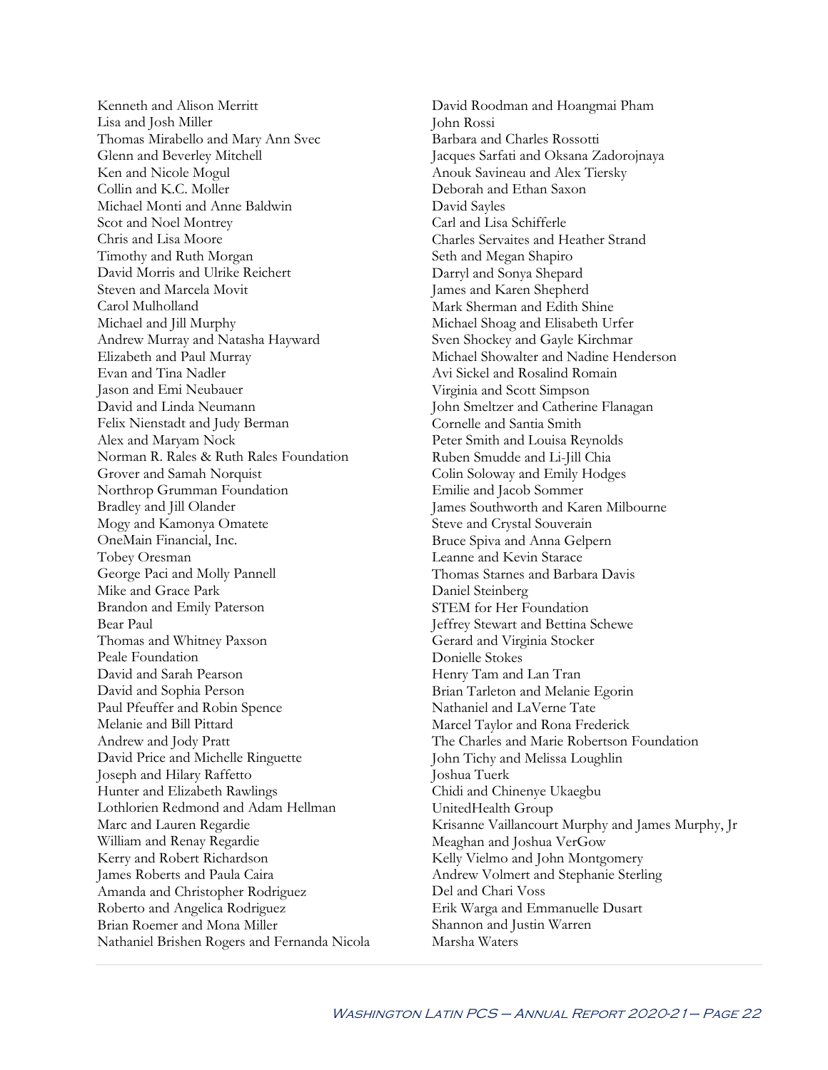Kenneth and Alison Merritt
Lisa and Josh Miller
Thomas Mirabello and Mary Ann Svec
Glenn and Beverley Mitchell
Ken and Nicole Mogul
Collin and K.C. Moller
Michael Monti and Anne Baldwin
Scot and Noel Montrey
Chris and Lisa Moore
Timothy and Ruth Morgan
David Morris and Ulrike Reichert
Steven and Marcela Movit
Carol Mulholland
Michael and Jill Murphy
Andrew Murray and Natasha Hayward
Elizabeth and Paul Murray
Evan and Tina Nadler
Jason and Emi Neubauer
David and Linda Neumann
Felix Nienstadt and Judy Berman
Alex and Maryam Nock
Norman R. Rales & Ruth Rales Foundation
Grover and Samah Norquist
Northrop Grumman Foundation
Bradley and Jill Olander
Mogy and Kamonya Omatete
OneMain Financial, Inc.
Tobey Oresman
George Paci and Molly Pannell
Mike and Grace Park
Brandon and Emily Paterson
Bear Paul
Thomas and Whitney Paxson
Peale Foundation
David and Sarah Pearson
David and Sophia Person
Paul Pfeuffer and Robin Spence
Melanie and Bill Pittard
Andrew and Jody Pratt
David Price and Michelle Ringuette
Joseph and Hilary Raffetto
Hunter and Elizabeth Rawlings
Lothlorien Redmond and Adam Hellman
Marc and Lauren Regardie
William and Renay Regardie
Kerry and Robert Richardson
James Roberts and Paula Caira
Amanda and Christopher Rodriguez
Roberto and Angelica Rodriguez
Brian Roemer and Mona Miller
Nathaniel Brishen Rogers and Fernanda Nicola
David Roodman and Hoangmai Pham
John Rossi
Barbara and Charles Rossotti
Jacques Sarfati and Oksana Zadorojnaya
Anouk Savineau and Alex Tiersky
Deborah and Ethan Saxon
David Sayles
Carl and Lisa Schifferle
Charles Servaites and Heather Strand
Seth and Megan Shapiro
Darryl and Sonya Shepard
James and Karen Shepherd
Mark Sherman and Edith Shine
Michael Shoag and Elisabeth Urfer
Sven Shockey and Gayle Kirchmar
Michael Showalter and Nadine Henderson
Avi Sickel and Rosalind Romain
Virginia and Scott Simpson
John Smeltzer and Catherine Flanagan
Cornelle and Santia Smith
Peter Smith and Louisa Reynolds
Ruben Smudde and Li-Jill Chia
Colin Soloway and Emily Hodges
Emilie and Jacob Sommer
James Southworth and Karen Milbourne
Steve and Crystal Souverain
Bruce Spiva and Anna Gelpern
Leanne and Kevin Starace
Thomas Starnes and Barbara Davis
Daniel Steinberg
STEM for Her Foundation
Jeffrey Stewart and Bettina Schewe
Gerard and Virginia Stocker
Donielle Stokes
Henry Tam and Lan Tran
Brian Tarleton and Melanie Egorin
Nathaniel and LaVerne Tate
Marcel Taylor and Rona Frederick
The Charles and Marie Robertson Foundation
John Tichy and Melissa Loughlin
Joshua Tuerk
Chidi and Chinenye Ukaegbu
UnitedHealth Group
Krisanne Vaillancourt Murphy and James Murphy, Jr
Meaghan and Joshua VerGow
Kelly Vielmo and John Montgomery
Andrew Volmert and Stephanie Sterling
Del and Chari Voss
Erik Warga and Emmanuelle Dusart
Shannon and Justin Warren
Marsha Waters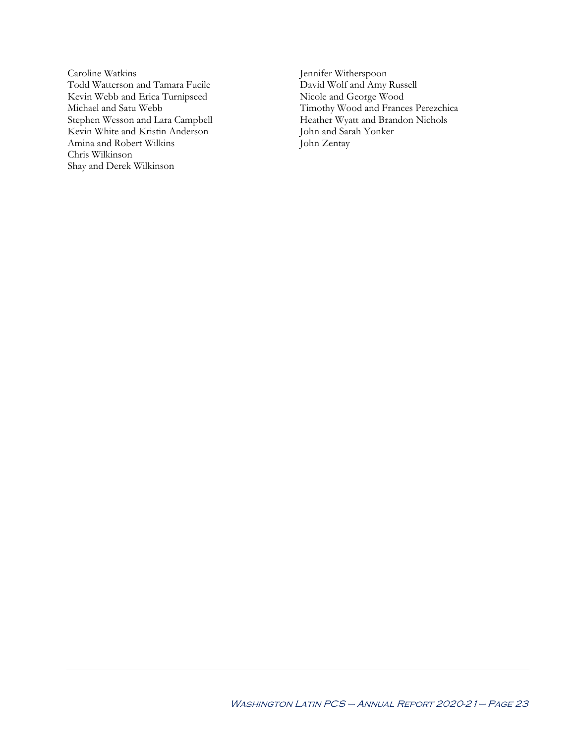Caroline Watkins  
Todd Watterson and Tamara Fucile  
Kevin Webb and Erica Turnipseed  
Michael and Satu Webb  
Stephen Wesson and Lara Campbell  
Kevin White and Kristin Anderson  
Amina and Robert Wilkins  
Chris Wilkinson  
Shay and Derek Wilkinson  
Jennifer Witherspoon  
David Wolf and Amy Russell  
Nicole and George Wood  
Timothy Wood and Frances Perezchica  
Heather Wyatt and Brandon Nichols  
John and Sarah Yonker  
John Zentay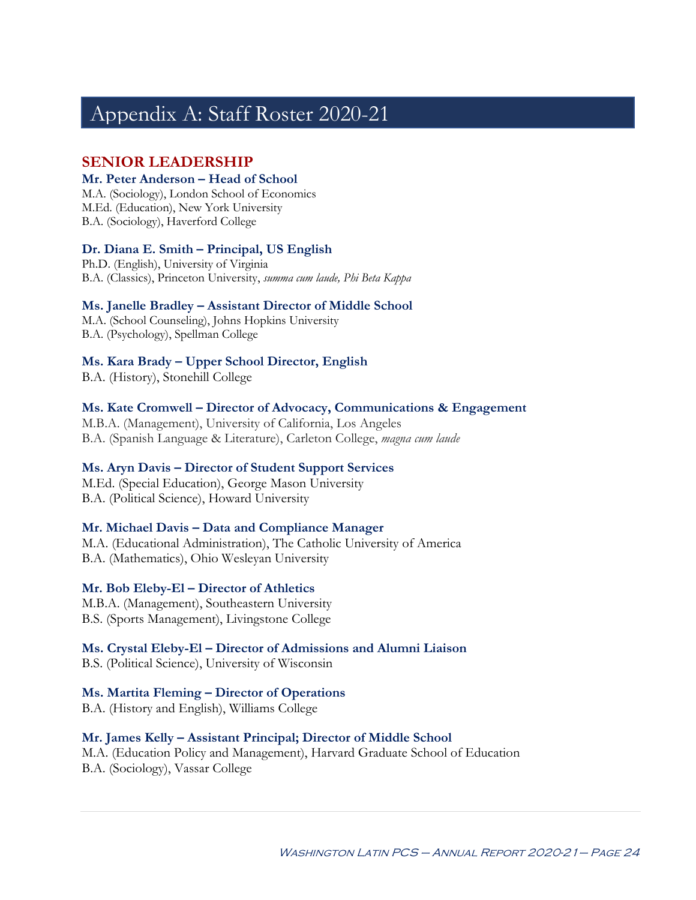# Appendix A: Staff Roster 2020-21

## SENIOR LEADERSHIP

**Mr. Peter Anderson – Head of School**
M.A. (Sociology), London School of Economics
M.Ed. (Education), New York University
B.A. (Sociology), Haverford College

**Dr. Diana E. Smith – Principal, US English**
Ph.D. (English), University of Virginia
B.A. (Classics), Princeton University, *summa cum laude, Phi Beta Kappa*

**Ms. Janelle Bradley – Assistant Director of Middle School**
M.A. (School Counseling), Johns Hopkins University
B.A. (Psychology), Spellman College

**Ms. Kara Brady – Upper School Director, English**
B.A. (History), Stonehill College

**Ms. Kate Cromwell – Director of Advocacy, Communications & Engagement**
M.B.A. (Management), University of California, Los Angeles
B.A. (Spanish Language & Literature), Carleton College, *magna cum laude*

**Ms. Aryn Davis – Director of Student Support Services**
M.Ed. (Special Education), George Mason University
B.A. (Political Science), Howard University

**Mr. Michael Davis – Data and Compliance Manager**
M.A. (Educational Administration), The Catholic University of America
B.A. (Mathematics), Ohio Wesleyan University

**Mr. Bob Eleby-El – Director of Athletics**
M.B.A. (Management), Southeastern University
B.S. (Sports Management), Livingstone College

**Ms. Crystal Eleby-El – Director of Admissions and Alumni Liaison**
B.S. (Political Science), University of Wisconsin

**Ms. Martita Fleming – Director of Operations**
B.A. (History and English), Williams College

**Mr. James Kelly – Assistant Principal; Director of Middle School**
M.A. (Education Policy and Management), Harvard Graduate School of Education
B.A. (Sociology), Vassar College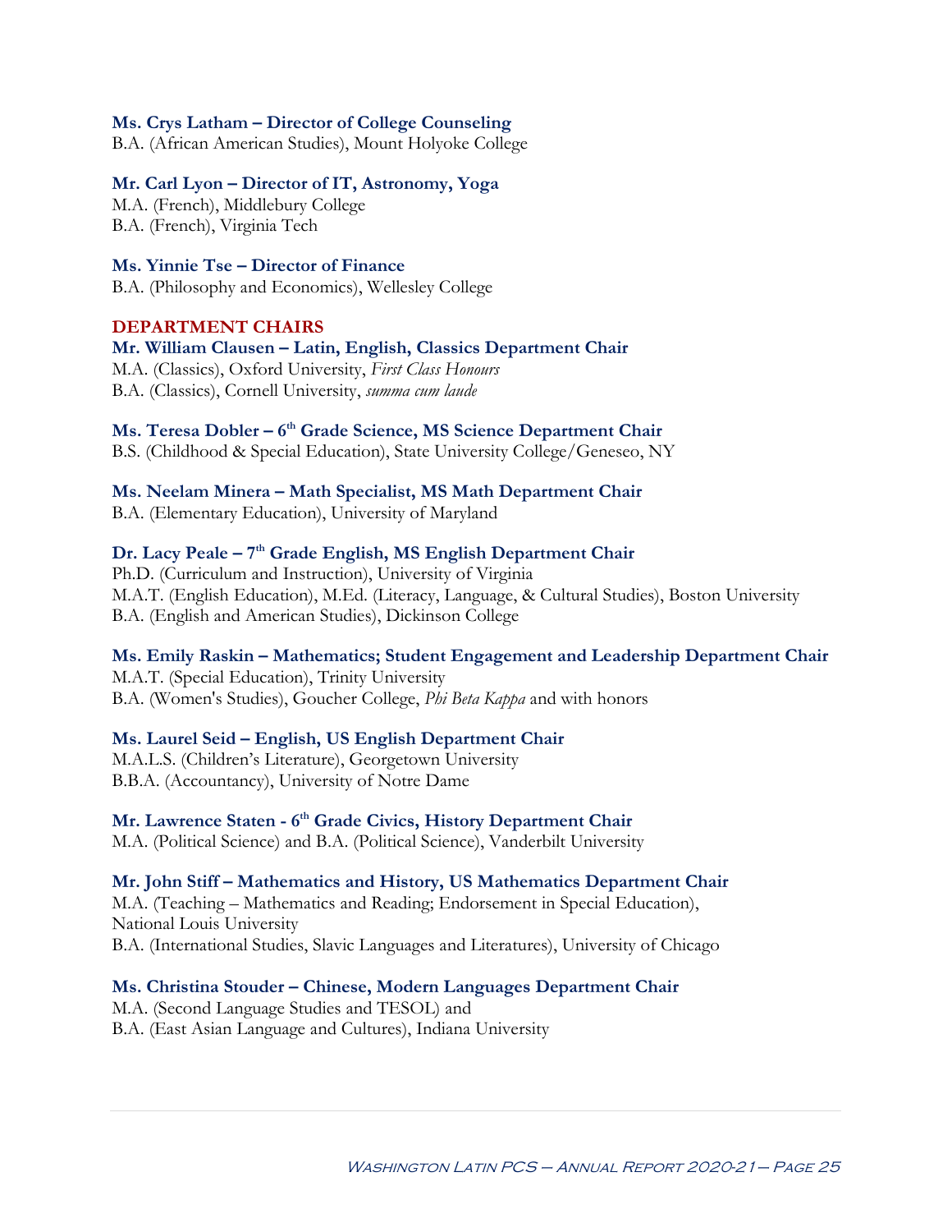**Ms. Crys Latham – Director of College Counseling**
B.A. (African American Studies), Mount Holyoke College

**Mr. Carl Lyon – Director of IT, Astronomy, Yoga**
M.A. (French), Middlebury College
B.A. (French), Virginia Tech

**Ms. Yinnie Tse – Director of Finance**
B.A. (Philosophy and Economics), Wellesley College

## DEPARTMENT CHAIRS

**Mr. William Clausen – Latin, English, Classics Department Chair**
M.A. (Classics), Oxford University, *First Class Honours*
B.A. (Classics), Cornell University, *summa cum laude*

**Ms. Teresa Dobler – 6th Grade Science, MS Science Department Chair**
B.S. (Childhood & Special Education), State University College/Geneseo, NY

**Ms. Neelam Minera – Math Specialist, MS Math Department Chair**
B.A. (Elementary Education), University of Maryland

**Dr. Lacy Peale – 7th Grade English, MS English Department Chair**
Ph.D. (Curriculum and Instruction), University of Virginia
M.A.T. (English Education), M.Ed. (Literacy, Language, & Cultural Studies), Boston University
B.A. (English and American Studies), Dickinson College

**Ms. Emily Raskin – Mathematics; Student Engagement and Leadership Department Chair**
M.A.T. (Special Education), Trinity University
B.A. (Women's Studies), Goucher College, *Phi Beta Kappa* and with honors

**Ms. Laurel Seid – English, US English Department Chair**
M.A.L.S. (Children's Literature), Georgetown University
B.B.A. (Accountancy), University of Notre Dame

**Mr. Lawrence Staten - 6th Grade Civics, History Department Chair**
M.A. (Political Science) and B.A. (Political Science), Vanderbilt University

**Mr. John Stiff – Mathematics and History, US Mathematics Department Chair**
M.A. (Teaching – Mathematics and Reading; Endorsement in Special Education), National Louis University
B.A. (International Studies, Slavic Languages and Literatures), University of Chicago

**Ms. Christina Stouder – Chinese, Modern Languages Department Chair**
M.A. (Second Language Studies and TESOL) and
B.A. (East Asian Language and Cultures), Indiana University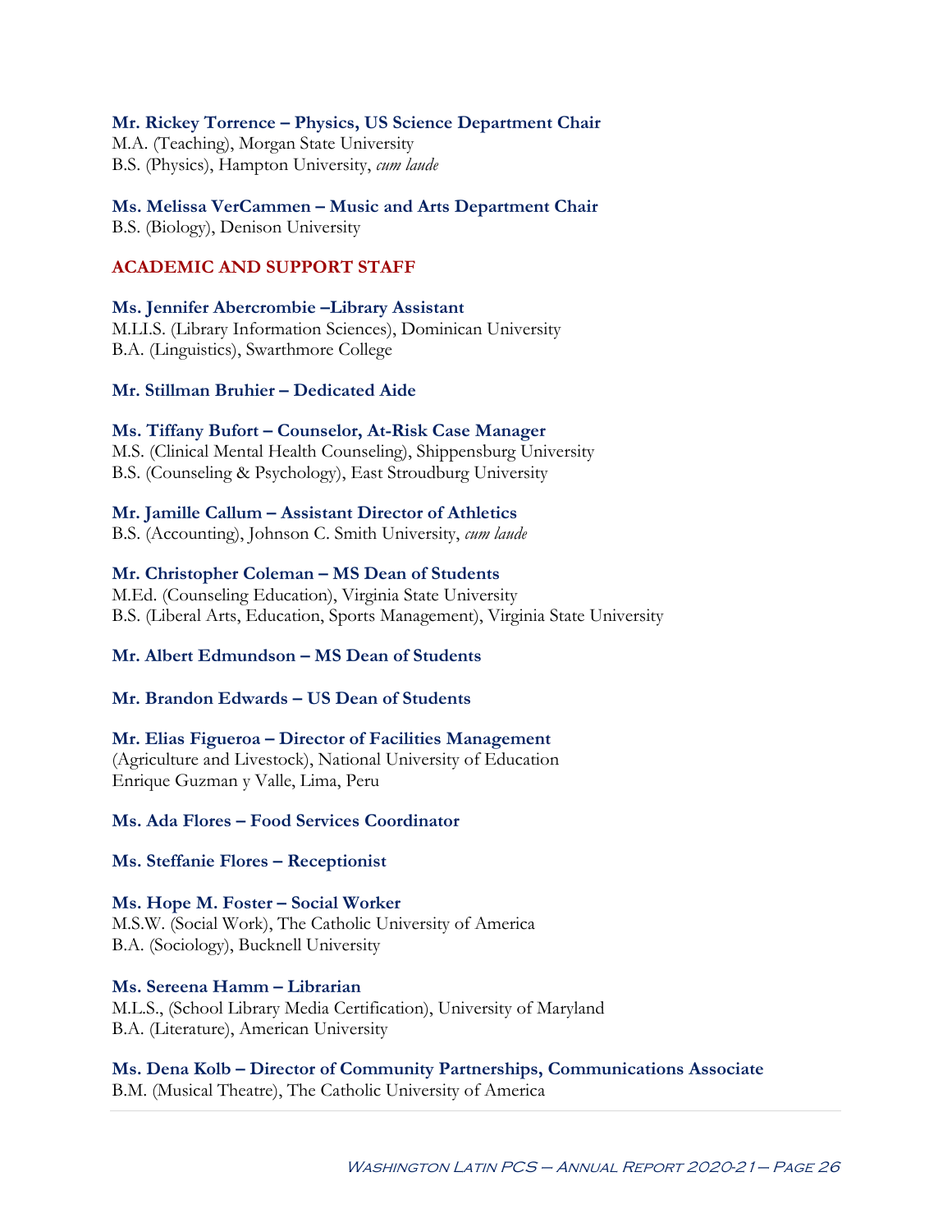**Mr. Rickey Torrence – Physics, US Science Department Chair**
M.A. (Teaching), Morgan State University
B.S. (Physics), Hampton University, *cum laude*

**Ms. Melissa VerCammen – Music and Arts Department Chair**
B.S. (Biology), Denison University

## ACADEMIC AND SUPPORT STAFF

**Ms. Jennifer Abercrombie –Library Assistant**
M.LI.S. (Library Information Sciences), Dominican University
B.A. (Linguistics), Swarthmore College

**Mr. Stillman Bruhier – Dedicated Aide**

**Ms. Tiffany Bufort – Counselor, At-Risk Case Manager**
M.S. (Clinical Mental Health Counseling), Shippensburg University
B.S. (Counseling & Psychology), East Stroudburg University

**Mr. Jamille Callum – Assistant Director of Athletics**
B.S. (Accounting), Johnson C. Smith University, *cum laude*

**Mr. Christopher Coleman – MS Dean of Students**
M.Ed. (Counseling Education), Virginia State University
B.S. (Liberal Arts, Education, Sports Management), Virginia State University

**Mr. Albert Edmundson – MS Dean of Students**

**Mr. Brandon Edwards – US Dean of Students**

**Mr. Elias Figueroa – Director of Facilities Management**
(Agriculture and Livestock), National University of Education
Enrique Guzman y Valle, Lima, Peru

**Ms. Ada Flores – Food Services Coordinator**

**Ms. Steffanie Flores – Receptionist**

**Ms. Hope M. Foster – Social Worker**
M.S.W. (Social Work), The Catholic University of America
B.A. (Sociology), Bucknell University

**Ms. Sereena Hamm – Librarian**
M.L.S., (School Library Media Certification), University of Maryland
B.A. (Literature), American University

**Ms. Dena Kolb – Director of Community Partnerships, Communications Associate**
B.M. (Musical Theatre), The Catholic University of America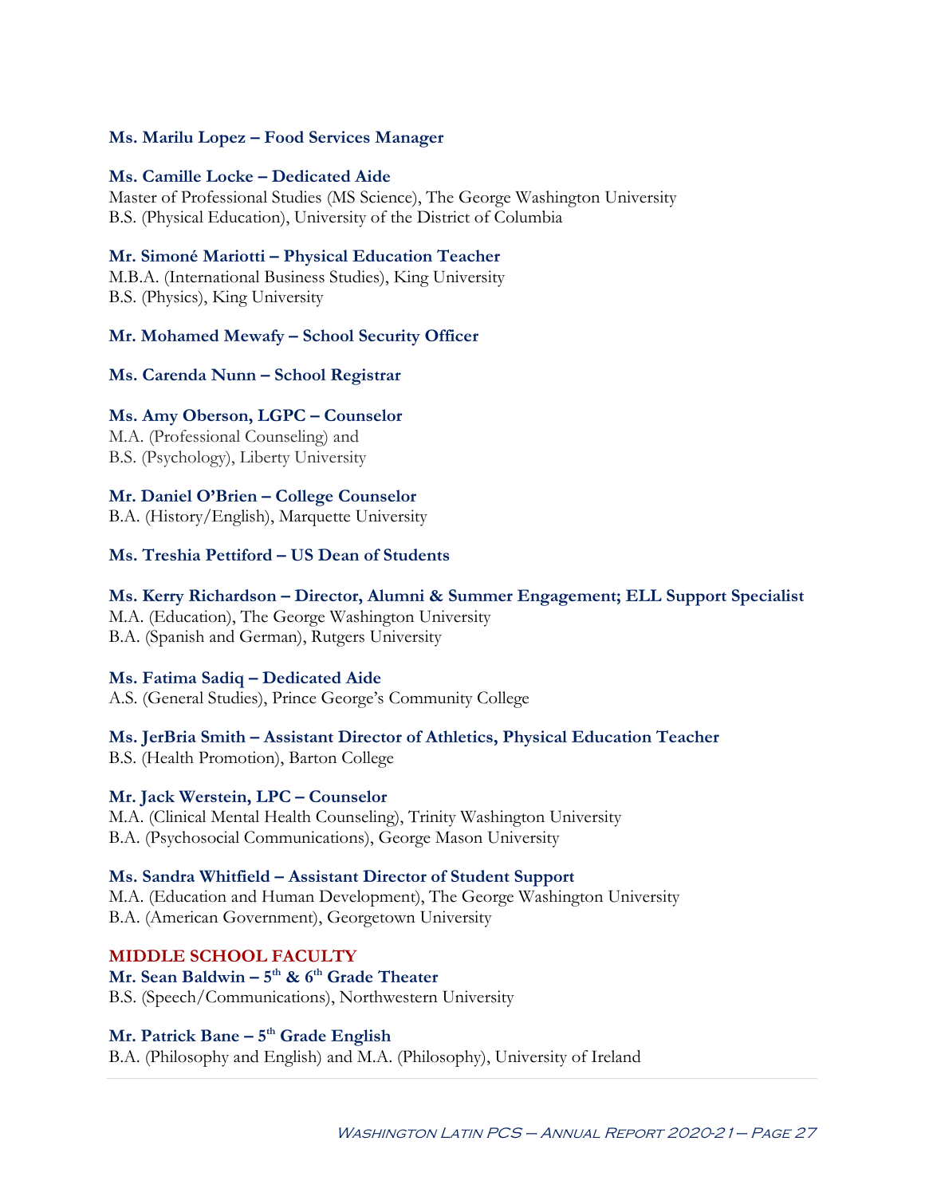**Ms. Marilu Lopez – Food Services Manager**

**Ms. Camille Locke – Dedicated Aide**
Master of Professional Studies (MS Science), The George Washington University
B.S. (Physical Education), University of the District of Columbia

**Mr. Simoné Mariotti – Physical Education Teacher**
M.B.A. (International Business Studies), King University
B.S. (Physics), King University

**Mr. Mohamed Mewafy – School Security Officer**

**Ms. Carenda Nunn – School Registrar**

**Ms. Amy Oberson, LGPC – Counselor**
M.A. (Professional Counseling) and
B.S. (Psychology), Liberty University

**Mr. Daniel O'Brien – College Counselor**
B.A. (History/English), Marquette University

**Ms. Treshia Pettiford – US Dean of Students**

**Ms. Kerry Richardson – Director, Alumni & Summer Engagement; ELL Support Specialist**
M.A. (Education), The George Washington University
B.A. (Spanish and German), Rutgers University

**Ms. Fatima Sadiq – Dedicated Aide**
A.S. (General Studies), Prince George's Community College

**Ms. JerBria Smith – Assistant Director of Athletics, Physical Education Teacher**
B.S. (Health Promotion), Barton College

**Mr. Jack Werstein, LPC – Counselor**
M.A. (Clinical Mental Health Counseling), Trinity Washington University
B.A. (Psychosocial Communications), George Mason University

**Ms. Sandra Whitfield – Assistant Director of Student Support**
M.A. (Education and Human Development), The George Washington University
B.A. (American Government), Georgetown University

## MIDDLE SCHOOL FACULTY

**Mr. Sean Baldwin – 5th & 6th Grade Theater**
B.S. (Speech/Communications), Northwestern University

**Mr. Patrick Bane – 5th Grade English**
B.A. (Philosophy and English) and M.A. (Philosophy), University of Ireland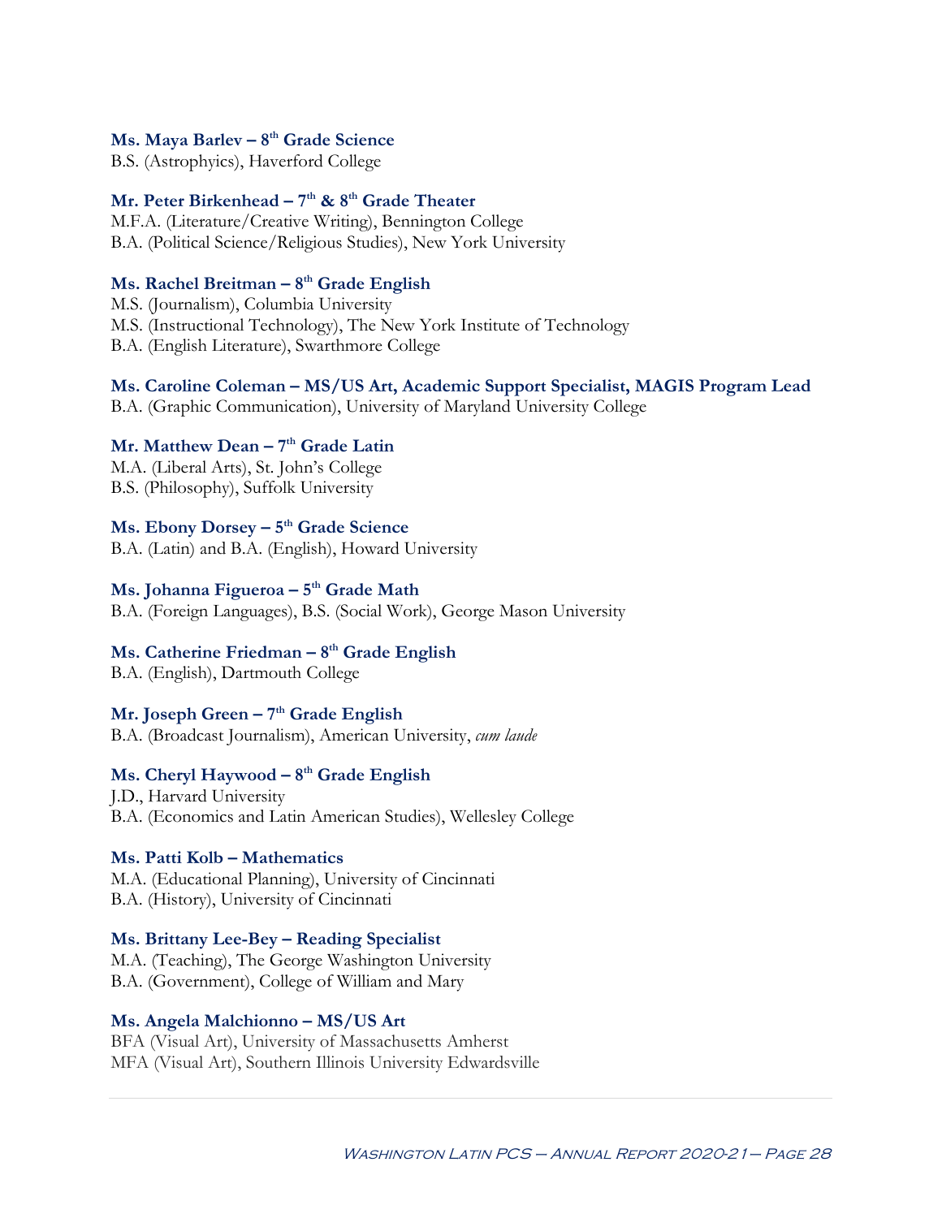**Ms. Maya Barlev – 8th Grade Science**
B.S. (Astrophyics), Haverford College

**Mr. Peter Birkenhead – 7th & 8th Grade Theater**
M.F.A. (Literature/Creative Writing), Bennington College
B.A. (Political Science/Religious Studies), New York University

**Ms. Rachel Breitman – 8th Grade English**
M.S. (Journalism), Columbia University
M.S. (Instructional Technology), The New York Institute of Technology
B.A. (English Literature), Swarthmore College

**Ms. Caroline Coleman – MS/US Art, Academic Support Specialist, MAGIS Program Lead**
B.A. (Graphic Communication), University of Maryland University College

**Mr. Matthew Dean – 7th Grade Latin**
M.A. (Liberal Arts), St. John's College
B.S. (Philosophy), Suffolk University

**Ms. Ebony Dorsey – 5th Grade Science**
B.A. (Latin) and B.A. (English), Howard University

**Ms. Johanna Figueroa – 5th Grade Math**
B.A. (Foreign Languages), B.S. (Social Work), George Mason University

**Ms. Catherine Friedman – 8th Grade English**
B.A. (English), Dartmouth College

**Mr. Joseph Green – 7th Grade English**
B.A. (Broadcast Journalism), American University, *cum laude*

**Ms. Cheryl Haywood – 8th Grade English**
J.D., Harvard University
B.A. (Economics and Latin American Studies), Wellesley College

**Ms. Patti Kolb – Mathematics**
M.A. (Educational Planning), University of Cincinnati
B.A. (History), University of Cincinnati

**Ms. Brittany Lee-Bey – Reading Specialist**
M.A. (Teaching), The George Washington University
B.A. (Government), College of William and Mary

**Ms. Angela Malchionno – MS/US Art**
BFA (Visual Art), University of Massachusetts Amherst
MFA (Visual Art), Southern Illinois University Edwardsville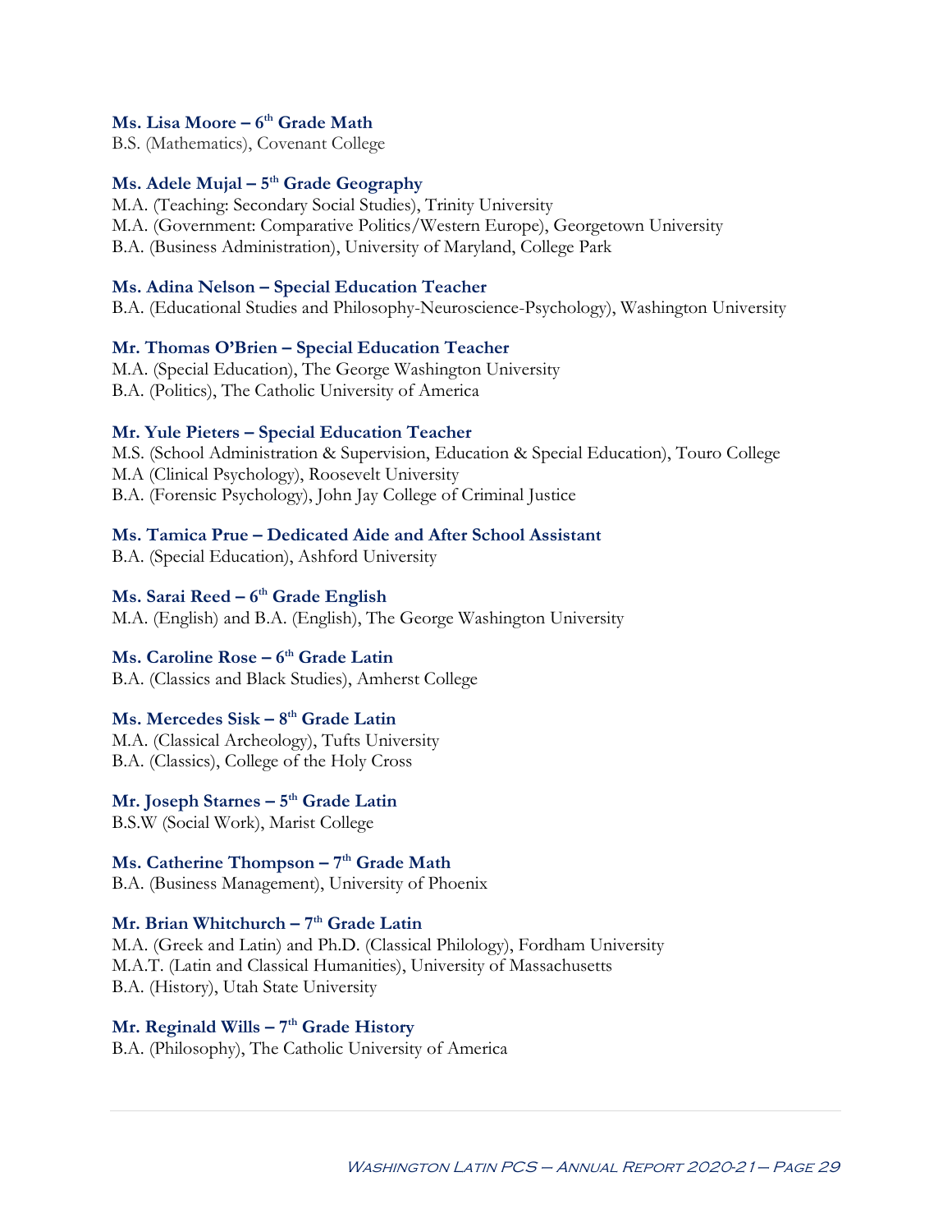**Ms. Lisa Moore – 6th Grade Math**
B.S. (Mathematics), Covenant College

**Ms. Adele Mujal – 5th Grade Geography**
M.A. (Teaching: Secondary Social Studies), Trinity University
M.A. (Government: Comparative Politics/Western Europe), Georgetown University
B.A. (Business Administration), University of Maryland, College Park

**Ms. Adina Nelson – Special Education Teacher**
B.A. (Educational Studies and Philosophy-Neuroscience-Psychology), Washington University

**Mr. Thomas O'Brien – Special Education Teacher**
M.A. (Special Education), The George Washington University
B.A. (Politics), The Catholic University of America

**Mr. Yule Pieters – Special Education Teacher**
M.S. (School Administration & Supervision, Education & Special Education), Touro College
M.A (Clinical Psychology), Roosevelt University
B.A. (Forensic Psychology), John Jay College of Criminal Justice

**Ms. Tamica Prue – Dedicated Aide and After School Assistant**
B.A. (Special Education), Ashford University

**Ms. Sarai Reed – 6th Grade English**
M.A. (English) and B.A. (English), The George Washington University

**Ms. Caroline Rose – 6th Grade Latin**
B.A. (Classics and Black Studies), Amherst College

**Ms. Mercedes Sisk – 8th Grade Latin**
M.A. (Classical Archeology), Tufts University
B.A. (Classics), College of the Holy Cross

**Mr. Joseph Starnes – 5th Grade Latin**
B.S.W (Social Work), Marist College

**Ms. Catherine Thompson – 7th Grade Math**
B.A. (Business Management), University of Phoenix

**Mr. Brian Whitchurch – 7th Grade Latin**
M.A. (Greek and Latin) and Ph.D. (Classical Philology), Fordham University
M.A.T. (Latin and Classical Humanities), University of Massachusetts
B.A. (History), Utah State University

**Mr. Reginald Wills – 7th Grade History**
B.A. (Philosophy), The Catholic University of America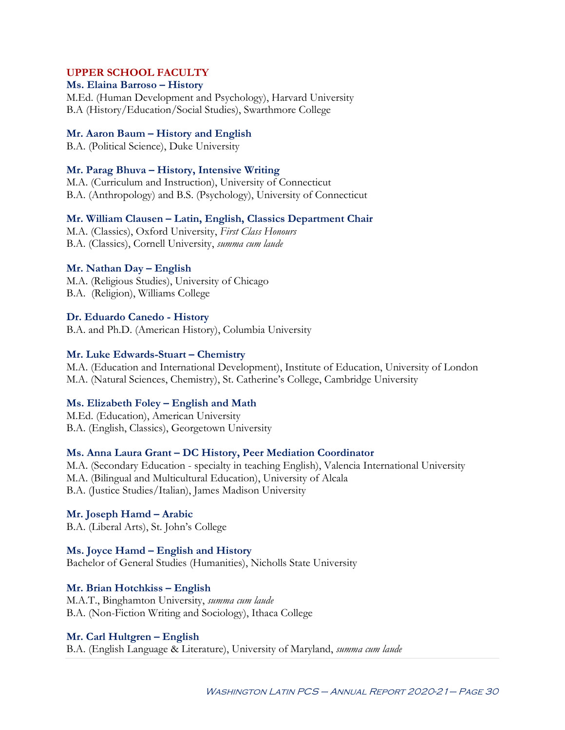## UPPER SCHOOL FACULTY

**Ms. Elaina Barroso – History**
M.Ed. (Human Development and Psychology), Harvard University
B.A (History/Education/Social Studies), Swarthmore College

**Mr. Aaron Baum – History and English**
B.A. (Political Science), Duke University

**Mr. Parag Bhuva – History, Intensive Writing**
M.A. (Curriculum and Instruction), University of Connecticut
B.A. (Anthropology) and B.S. (Psychology), University of Connecticut

**Mr. William Clausen – Latin, English, Classics Department Chair**
M.A. (Classics), Oxford University, *First Class Honours*
B.A. (Classics), Cornell University, *summa cum laude*

**Mr. Nathan Day – English**
M.A. (Religious Studies), University of Chicago
B.A. (Religion), Williams College

**Dr. Eduardo Canedo - History**
B.A. and Ph.D. (American History), Columbia University

**Mr. Luke Edwards-Stuart – Chemistry**
M.A. (Education and International Development), Institute of Education, University of London
M.A. (Natural Sciences, Chemistry), St. Catherine's College, Cambridge University

**Ms. Elizabeth Foley – English and Math**
M.Ed. (Education), American University
B.A. (English, Classics), Georgetown University

**Ms. Anna Laura Grant – DC History, Peer Mediation Coordinator**
M.A. (Secondary Education - specialty in teaching English), Valencia International University
M.A. (Bilingual and Multicultural Education), University of Alcala
B.A. (Justice Studies/Italian), James Madison University

**Mr. Joseph Hamd – Arabic**
B.A. (Liberal Arts), St. John's College

**Ms. Joyce Hamd – English and History**
Bachelor of General Studies (Humanities), Nicholls State University

**Mr. Brian Hotchkiss – English**
M.A.T., Binghamton University, *summa cum laude*
B.A. (Non-Fiction Writing and Sociology), Ithaca College

**Mr. Carl Hultgren – English**
B.A. (English Language & Literature), University of Maryland, *summa cum laude*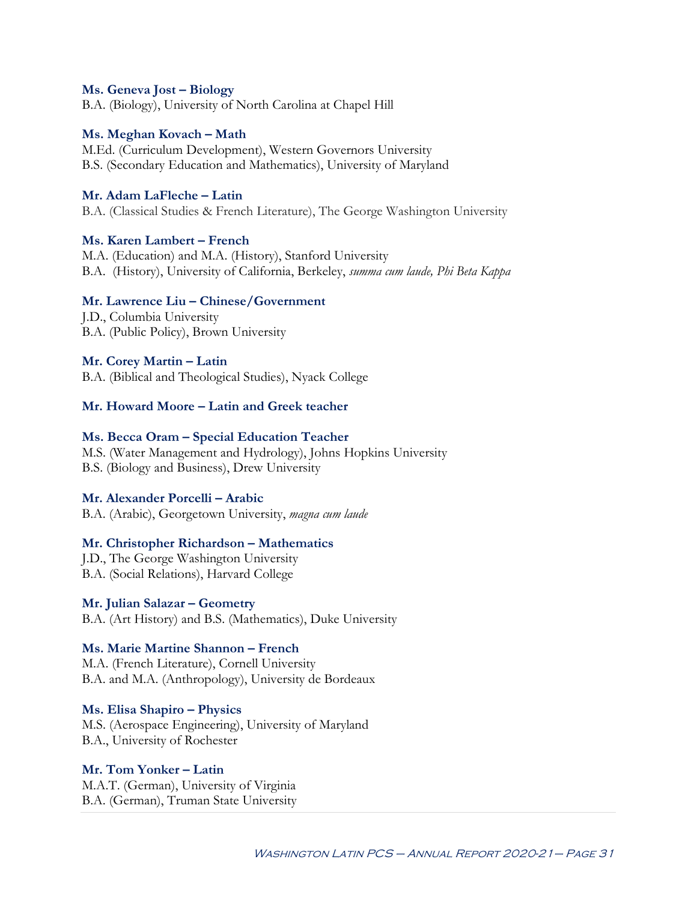**Ms. Geneva Jost – Biology**
B.A. (Biology), University of North Carolina at Chapel Hill

**Ms. Meghan Kovach – Math**
M.Ed. (Curriculum Development), Western Governors University
B.S. (Secondary Education and Mathematics), University of Maryland

**Mr. Adam LaFleche – Latin**
B.A. (Classical Studies & French Literature), The George Washington University

**Ms. Karen Lambert – French**
M.A. (Education) and M.A. (History), Stanford University
B.A. (History), University of California, Berkeley, *summa cum laude, Phi Beta Kappa*

**Mr. Lawrence Liu – Chinese/Government**
J.D., Columbia University
B.A. (Public Policy), Brown University

**Mr. Corey Martin – Latin**
B.A. (Biblical and Theological Studies), Nyack College

**Mr. Howard Moore – Latin and Greek teacher**

**Ms. Becca Oram – Special Education Teacher**
M.S. (Water Management and Hydrology), Johns Hopkins University
B.S. (Biology and Business), Drew University

**Mr. Alexander Porcelli – Arabic**
B.A. (Arabic), Georgetown University, *magna cum laude*

**Mr. Christopher Richardson – Mathematics**
J.D., The George Washington University
B.A. (Social Relations), Harvard College

**Mr. Julian Salazar – Geometry**
B.A. (Art History) and B.S. (Mathematics), Duke University

**Ms. Marie Martine Shannon – French**
M.A. (French Literature), Cornell University
B.A. and M.A. (Anthropology), University de Bordeaux

**Ms. Elisa Shapiro – Physics**
M.S. (Aerospace Engineering), University of Maryland
B.A., University of Rochester

**Mr. Tom Yonker – Latin**
M.A.T. (German), University of Virginia
B.A. (German), Truman State University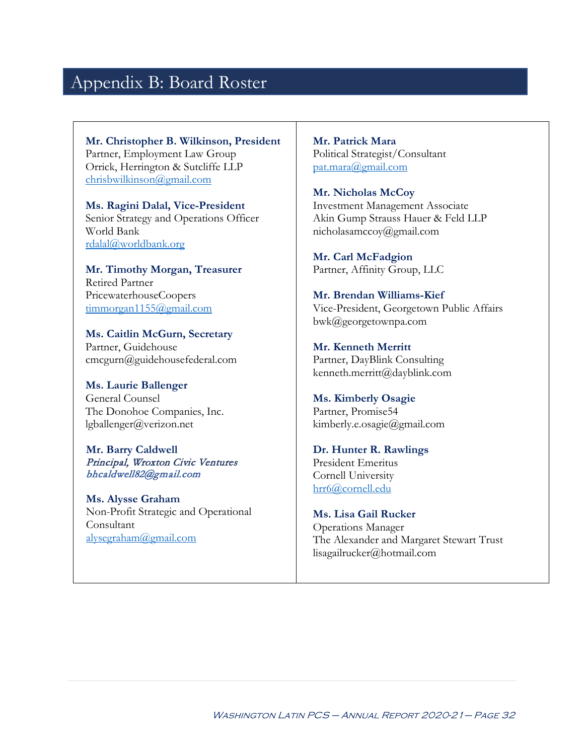# Appendix B: Board Roster

**Mr. Christopher B. Wilkinson, President**
Partner, Employment Law Group
Orrick, Herrington & Sutcliffe LLP
chrisbwilkinson@gmail.com

**Ms. Ragini Dalal, Vice-President**
Senior Strategy and Operations Officer
World Bank
rdalal@worldbank.org

**Mr. Timothy Morgan, Treasurer**
Retired Partner
PricewaterhouseCoopers
timmorgan1155@gmail.com

**Ms. Caitlin McGurn, Secretary**
Partner, Guidehouse
cmcgurn@guidehousefederal.com

**Ms. Laurie Ballenger**
General Counsel
The Donohoe Companies, Inc.
lgballenger@verizon.net

**Mr. Barry Caldwell**
*Principal, Wroxton Civic Ventures*
*bhcaldwell82@gmail.com*

**Ms. Alysse Graham**
Non-Profit Strategic and Operational Consultant
alysegraham@gmail.com

**Mr. Patrick Mara**
Political Strategist/Consultant
pat.mara@gmail.com

**Mr. Nicholas McCoy**
Investment Management Associate
Akin Gump Strauss Hauer & Feld LLP
nicholasamccoy@gmail.com

**Mr. Carl McFadgion**
Partner, Affinity Group, LLC

**Mr. Brendan Williams-Kief**
Vice-President, Georgetown Public Affairs
bwk@georgetownpa.com

**Mr. Kenneth Merritt**
Partner, DayBlink Consulting
kenneth.merritt@dayblink.com

**Ms. Kimberly Osagie**
Partner, Promise54
kimberly.e.osagie@gmail.com

**Dr. Hunter R. Rawlings**
President Emeritus
Cornell University
hrr6@cornell.edu

**Ms. Lisa Gail Rucker**
Operations Manager
The Alexander and Margaret Stewart Trust
lisagailrucker@hotmail.com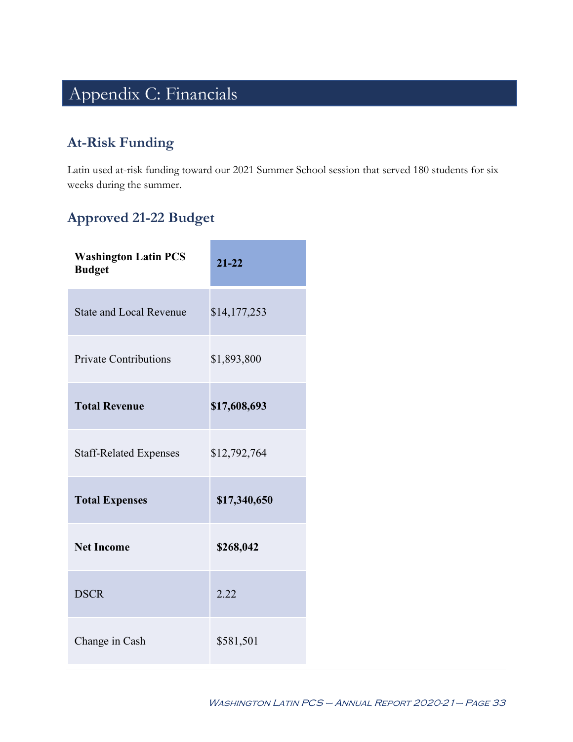# Appendix C: Financials

## At-Risk Funding

Latin used at-risk funding toward our 2021 Summer School session that served 180 students for six weeks during the summer.

## Approved 21-22 Budget

| **Washington Latin PCS Budget** | **21-22** |
|---|---|
| State and Local Revenue | $14,177,253 |
| Private Contributions | $1,893,800 |
| **Total Revenue** | **$17,608,693** |
| Staff-Related Expenses | $12,792,764 |
| **Total Expenses** | **$17,340,650** |
| **Net Income** | **$268,042** |
| DSCR | 2.22 |
| Change in Cash | $581,501 |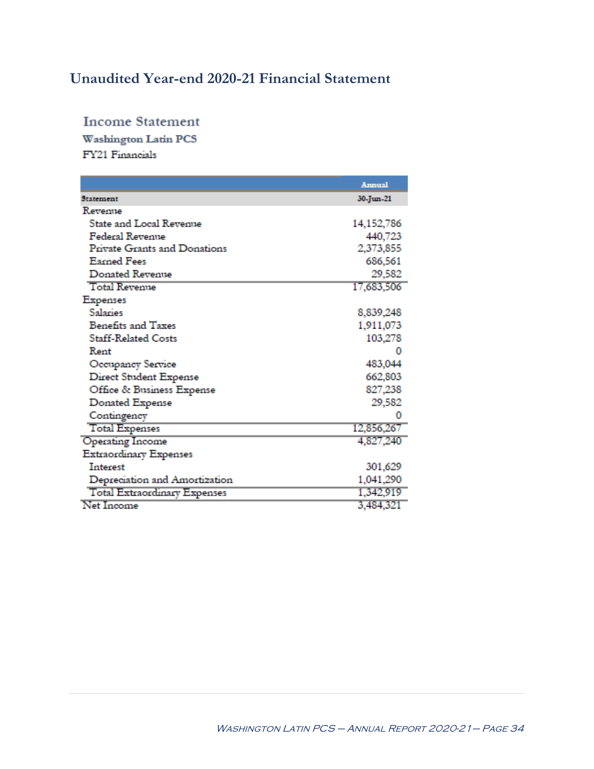## Unaudited Year-end 2020-21 Financial Statement

### Income Statement

**Washington Latin PCS**

FY21 Financials

| | Annual |
|---|---|
| **Statement** | **30-Jun-21** |
| Revenue | |
| State and Local Revenue | 14,152,786 |
| Federal Revenue | 440,723 |
| Private Grants and Donations | 2,373,855 |
| Earned Fees | 686,561 |
| Donated Revenue | 29,582 |
| Total Revenue | 17,683,506 |
| Expenses | |
| Salaries | 8,839,248 |
| Benefits and Taxes | 1,911,073 |
| Staff-Related Costs | 103,278 |
| Rent | 0 |
| Occupancy Service | 483,044 |
| Direct Student Expense | 662,803 |
| Office & Business Expense | 827,238 |
| Donated Expense | 29,582 |
| Contingency | 0 |
| Total Expenses | 12,856,267 |
| Operating Income | 4,827,240 |
| Extraordinary Expenses | |
| Interest | 301,629 |
| Depreciation and Amortization | 1,041,290 |
| Total Extraordinary Expenses | 1,342,919 |
| Net Income | 3,484,321 |